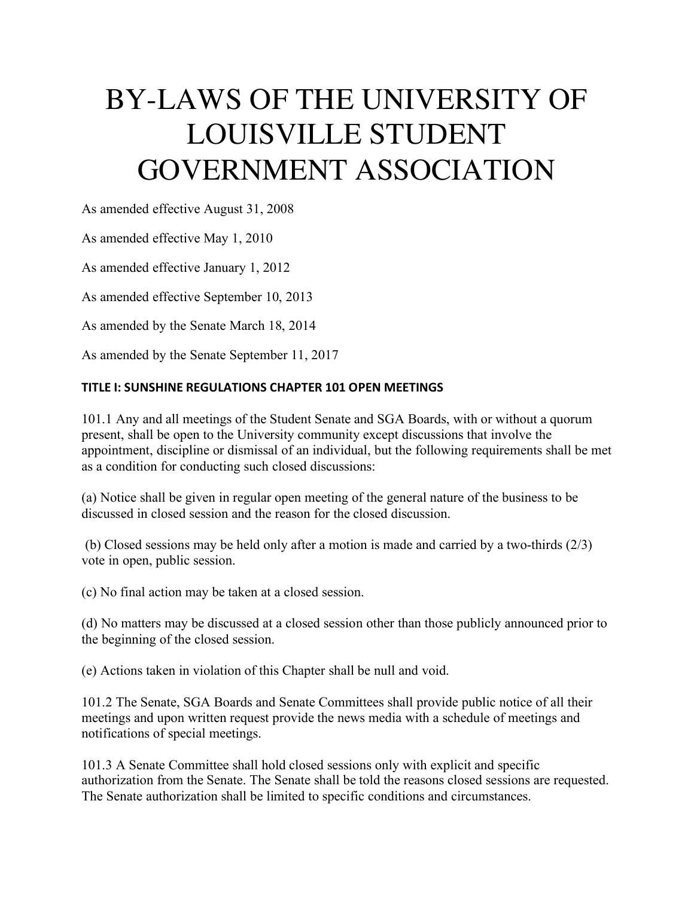# BY-LAWS OF THE UNIVERSITY OF LOUISVILLE STUDENT GOVERNMENT ASSOCIATION

As amended effective August 31, 2008

As amended effective May 1, 2010

As amended effective January 1, 2012

As amended effective September 10, 2013

As amended by the Senate March 18, 2014

As amended by the Senate September 11, 2017

## TITLE I: SUNSHINE REGULATIONS CHAPTER 101 OPEN MEETINGS

101.1 Any and all meetings of the Student Senate and SGA Boards, with or without a quorum present, shall be open to the University community except discussions that involve the appointment, discipline or dismissal of an individual, but the following requirements shall be met as a condition for conducting such closed discussions:

(a) Notice shall be given in regular open meeting of the general nature of the business to be discussed in closed session and the reason for the closed discussion.

(b) Closed sessions may be held only after a motion is made and carried by a two-thirds (2/3) vote in open, public session.

(c) No final action may be taken at a closed session.

(d) No matters may be discussed at a closed session other than those publicly announced prior to the beginning of the closed session.

(e) Actions taken in violation of this Chapter shall be null and void.

101.2 The Senate, SGA Boards and Senate Committees shall provide public notice of all their meetings and upon written request provide the news media with a schedule of meetings and notifications of special meetings.

101.3 A Senate Committee shall hold closed sessions only with explicit and specific authorization from the Senate. The Senate shall be told the reasons closed sessions are requested. The Senate authorization shall be limited to specific conditions and circumstances.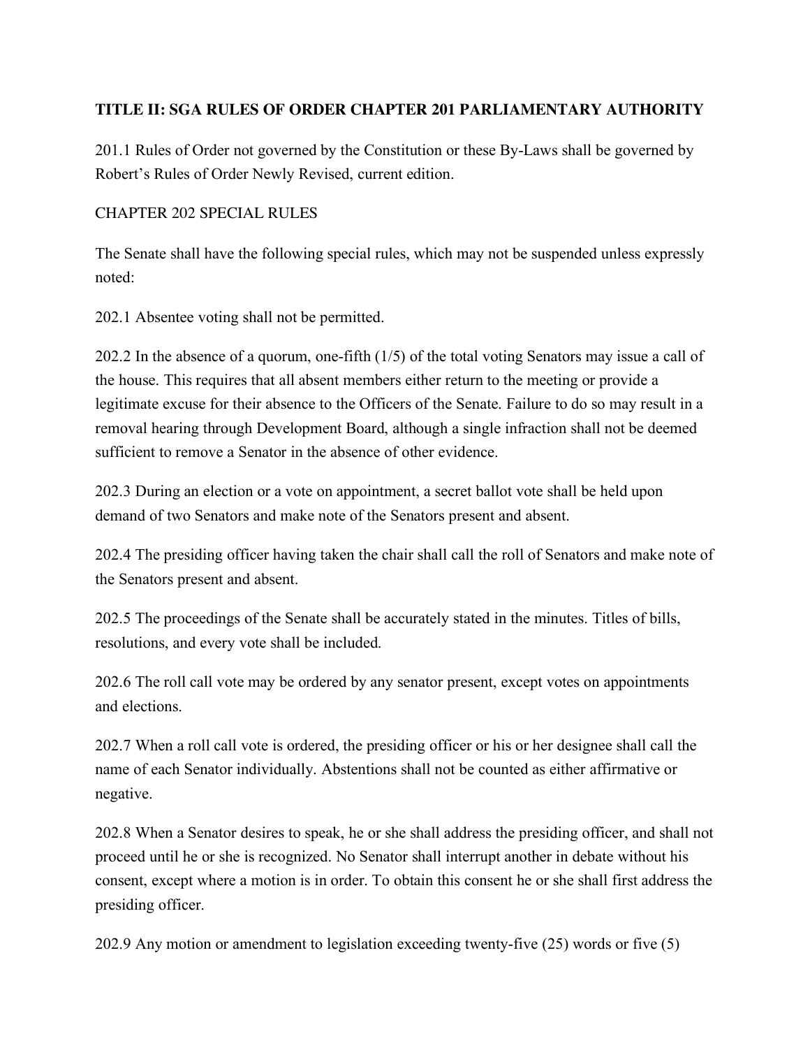**TITLE II: SGA RULES OF ORDER CHAPTER 201 PARLIAMENTARY AUTHORITY**

201.1 Rules of Order not governed by the Constitution or these By-Laws shall be governed by Robert's Rules of Order Newly Revised, current edition.

CHAPTER 202 SPECIAL RULES

The Senate shall have the following special rules, which may not be suspended unless expressly noted:

202.1 Absentee voting shall not be permitted.

202.2 In the absence of a quorum, one-fifth (1/5) of the total voting Senators may issue a call of the house. This requires that all absent members either return to the meeting or provide a legitimate excuse for their absence to the Officers of the Senate. Failure to do so may result in a removal hearing through Development Board, although a single infraction shall not be deemed sufficient to remove a Senator in the absence of other evidence.

202.3 During an election or a vote on appointment, a secret ballot vote shall be held upon demand of two Senators and make note of the Senators present and absent.

202.4 The presiding officer having taken the chair shall call the roll of Senators and make note of the Senators present and absent.

202.5 The proceedings of the Senate shall be accurately stated in the minutes. Titles of bills, resolutions, and every vote shall be included.

202.6 The roll call vote may be ordered by any senator present, except votes on appointments and elections.

202.7 When a roll call vote is ordered, the presiding officer or his or her designee shall call the name of each Senator individually. Abstentions shall not be counted as either affirmative or negative.

202.8 When a Senator desires to speak, he or she shall address the presiding officer, and shall not proceed until he or she is recognized. No Senator shall interrupt another in debate without his consent, except where a motion is in order. To obtain this consent he or she shall first address the presiding officer.

202.9 Any motion or amendment to legislation exceeding twenty-five (25) words or five (5)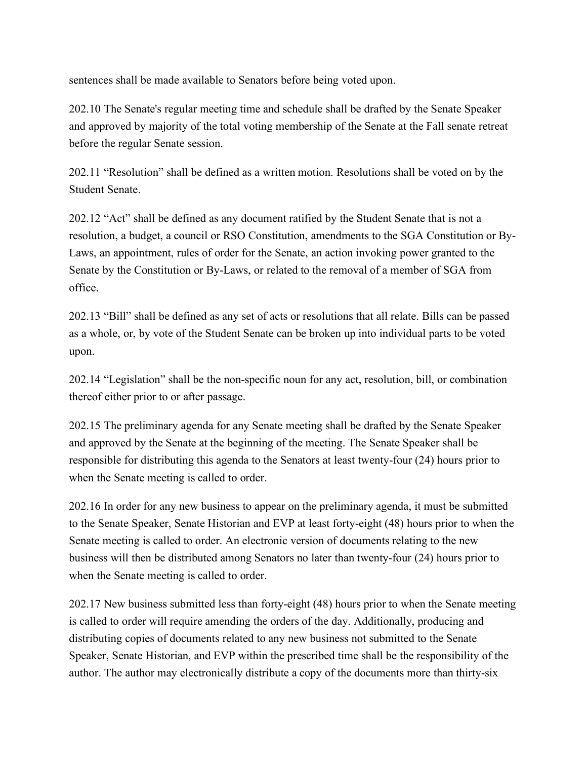sentences shall be made available to Senators before being voted upon.

202.10 The Senate's regular meeting time and schedule shall be drafted by the Senate Speaker and approved by majority of the total voting membership of the Senate at the Fall senate retreat before the regular Senate session.

202.11 "Resolution" shall be defined as a written motion. Resolutions shall be voted on by the Student Senate.

202.12 "Act" shall be defined as any document ratified by the Student Senate that is not a resolution, a budget, a council or RSO Constitution, amendments to the SGA Constitution or By-Laws, an appointment, rules of order for the Senate, an action invoking power granted to the Senate by the Constitution or By-Laws, or related to the removal of a member of SGA from office.

202.13 "Bill" shall be defined as any set of acts or resolutions that all relate. Bills can be passed as a whole, or, by vote of the Student Senate can be broken up into individual parts to be voted upon.

202.14 "Legislation" shall be the non-specific noun for any act, resolution, bill, or combination thereof either prior to or after passage.

202.15 The preliminary agenda for any Senate meeting shall be drafted by the Senate Speaker and approved by the Senate at the beginning of the meeting. The Senate Speaker shall be responsible for distributing this agenda to the Senators at least twenty-four (24) hours prior to when the Senate meeting is called to order.

202.16 In order for any new business to appear on the preliminary agenda, it must be submitted to the Senate Speaker, Senate Historian and EVP at least forty-eight (48) hours prior to when the Senate meeting is called to order. An electronic version of documents relating to the new business will then be distributed among Senators no later than twenty-four (24) hours prior to when the Senate meeting is called to order.

202.17 New business submitted less than forty-eight (48) hours prior to when the Senate meeting is called to order will require amending the orders of the day. Additionally, producing and distributing copies of documents related to any new business not submitted to the Senate Speaker, Senate Historian, and EVP within the prescribed time shall be the responsibility of the author. The author may electronically distribute a copy of the documents more than thirty-six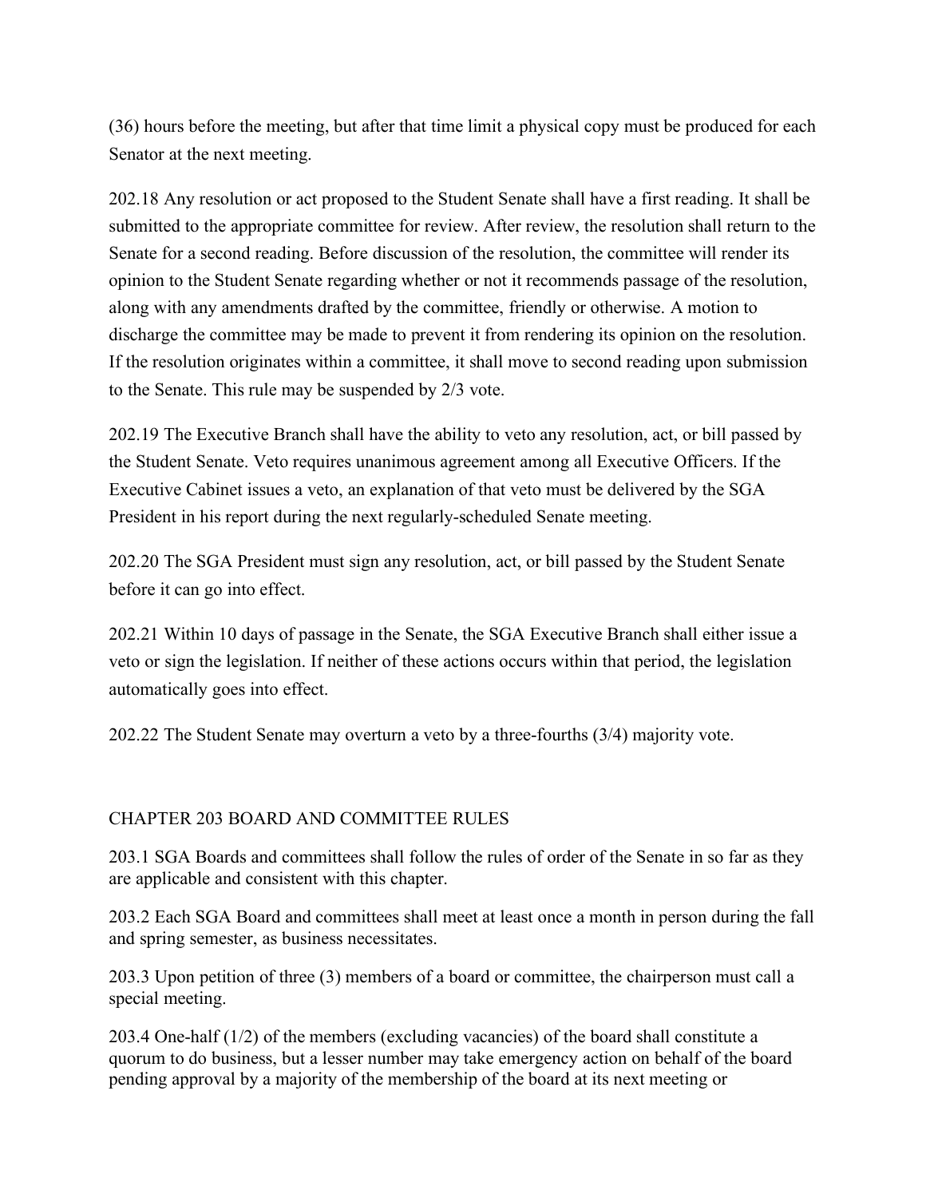(36) hours before the meeting, but after that time limit a physical copy must be produced for each Senator at the next meeting.

202.18 Any resolution or act proposed to the Student Senate shall have a first reading. It shall be submitted to the appropriate committee for review. After review, the resolution shall return to the Senate for a second reading. Before discussion of the resolution, the committee will render its opinion to the Student Senate regarding whether or not it recommends passage of the resolution, along with any amendments drafted by the committee, friendly or otherwise. A motion to discharge the committee may be made to prevent it from rendering its opinion on the resolution. If the resolution originates within a committee, it shall move to second reading upon submission to the Senate. This rule may be suspended by 2/3 vote.

202.19 The Executive Branch shall have the ability to veto any resolution, act, or bill passed by the Student Senate. Veto requires unanimous agreement among all Executive Officers. If the Executive Cabinet issues a veto, an explanation of that veto must be delivered by the SGA President in his report during the next regularly-scheduled Senate meeting.

202.20 The SGA President must sign any resolution, act, or bill passed by the Student Senate before it can go into effect.

202.21 Within 10 days of passage in the Senate, the SGA Executive Branch shall either issue a veto or sign the legislation. If neither of these actions occurs within that period, the legislation automatically goes into effect.

202.22 The Student Senate may overturn a veto by a three-fourths (3/4) majority vote.

## CHAPTER 203 BOARD AND COMMITTEE RULES

203.1 SGA Boards and committees shall follow the rules of order of the Senate in so far as they are applicable and consistent with this chapter.

203.2 Each SGA Board and committees shall meet at least once a month in person during the fall and spring semester, as business necessitates.

203.3 Upon petition of three (3) members of a board or committee, the chairperson must call a special meeting.

203.4 One-half (1/2) of the members (excluding vacancies) of the board shall constitute a quorum to do business, but a lesser number may take emergency action on behalf of the board pending approval by a majority of the membership of the board at its next meeting or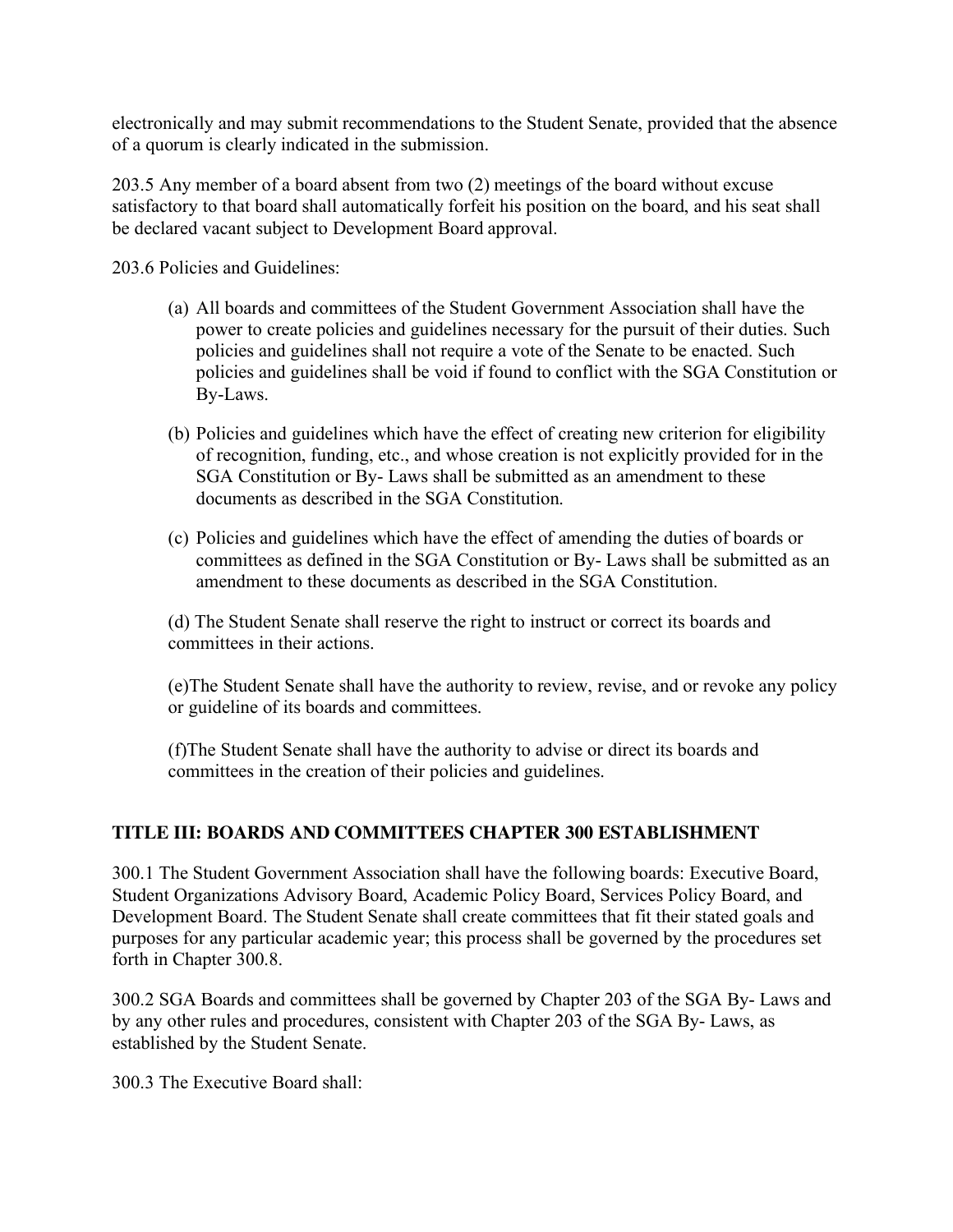electronically and may submit recommendations to the Student Senate, provided that the absence of a quorum is clearly indicated in the submission.

203.5 Any member of a board absent from two (2) meetings of the board without excuse satisfactory to that board shall automatically forfeit his position on the board, and his seat shall be declared vacant subject to Development Board approval.

203.6 Policies and Guidelines:

(a) All boards and committees of the Student Government Association shall have the power to create policies and guidelines necessary for the pursuit of their duties. Such policies and guidelines shall not require a vote of the Senate to be enacted. Such policies and guidelines shall be void if found to conflict with the SGA Constitution or By-Laws.

(b) Policies and guidelines which have the effect of creating new criterion for eligibility of recognition, funding, etc., and whose creation is not explicitly provided for in the SGA Constitution or By- Laws shall be submitted as an amendment to these documents as described in the SGA Constitution.

(c) Policies and guidelines which have the effect of amending the duties of boards or committees as defined in the SGA Constitution or By- Laws shall be submitted as an amendment to these documents as described in the SGA Constitution.

(d) The Student Senate shall reserve the right to instruct or correct its boards and committees in their actions.

(e)The Student Senate shall have the authority to review, revise, and or revoke any policy or guideline of its boards and committees.

(f)The Student Senate shall have the authority to advise or direct its boards and committees in the creation of their policies and guidelines.

## TITLE III: BOARDS AND COMMITTEES CHAPTER 300 ESTABLISHMENT

300.1 The Student Government Association shall have the following boards: Executive Board, Student Organizations Advisory Board, Academic Policy Board, Services Policy Board, and Development Board. The Student Senate shall create committees that fit their stated goals and purposes for any particular academic year; this process shall be governed by the procedures set forth in Chapter 300.8.

300.2 SGA Boards and committees shall be governed by Chapter 203 of the SGA By- Laws and by any other rules and procedures, consistent with Chapter 203 of the SGA By- Laws, as established by the Student Senate.

300.3 The Executive Board shall: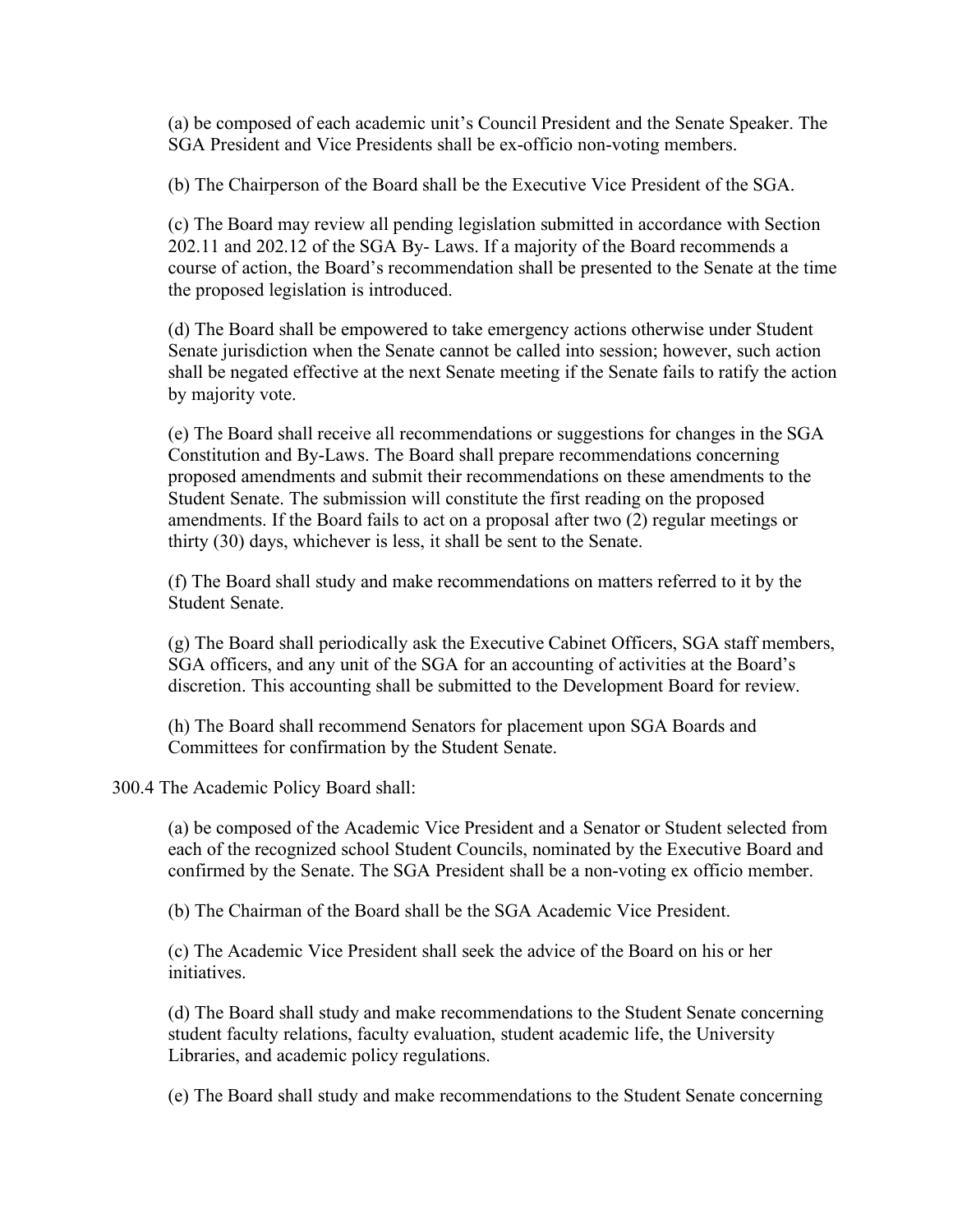(a) be composed of each academic unit's Council President and the Senate Speaker. The SGA President and Vice Presidents shall be ex-officio non-voting members.

(b) The Chairperson of the Board shall be the Executive Vice President of the SGA.

(c) The Board may review all pending legislation submitted in accordance with Section 202.11 and 202.12 of the SGA By- Laws. If a majority of the Board recommends a course of action, the Board's recommendation shall be presented to the Senate at the time the proposed legislation is introduced.

(d) The Board shall be empowered to take emergency actions otherwise under Student Senate jurisdiction when the Senate cannot be called into session; however, such action shall be negated effective at the next Senate meeting if the Senate fails to ratify the action by majority vote.

(e) The Board shall receive all recommendations or suggestions for changes in the SGA Constitution and By-Laws. The Board shall prepare recommendations concerning proposed amendments and submit their recommendations on these amendments to the Student Senate. The submission will constitute the first reading on the proposed amendments. If the Board fails to act on a proposal after two (2) regular meetings or thirty (30) days, whichever is less, it shall be sent to the Senate.

(f) The Board shall study and make recommendations on matters referred to it by the Student Senate.

(g) The Board shall periodically ask the Executive Cabinet Officers, SGA staff members, SGA officers, and any unit of the SGA for an accounting of activities at the Board's discretion. This accounting shall be submitted to the Development Board for review.

(h) The Board shall recommend Senators for placement upon SGA Boards and Committees for confirmation by the Student Senate.

300.4 The Academic Policy Board shall:

(a) be composed of the Academic Vice President and a Senator or Student selected from each of the recognized school Student Councils, nominated by the Executive Board and confirmed by the Senate. The SGA President shall be a non-voting ex officio member.

(b) The Chairman of the Board shall be the SGA Academic Vice President.

(c) The Academic Vice President shall seek the advice of the Board on his or her initiatives.

(d) The Board shall study and make recommendations to the Student Senate concerning student faculty relations, faculty evaluation, student academic life, the University Libraries, and academic policy regulations.

(e) The Board shall study and make recommendations to the Student Senate concerning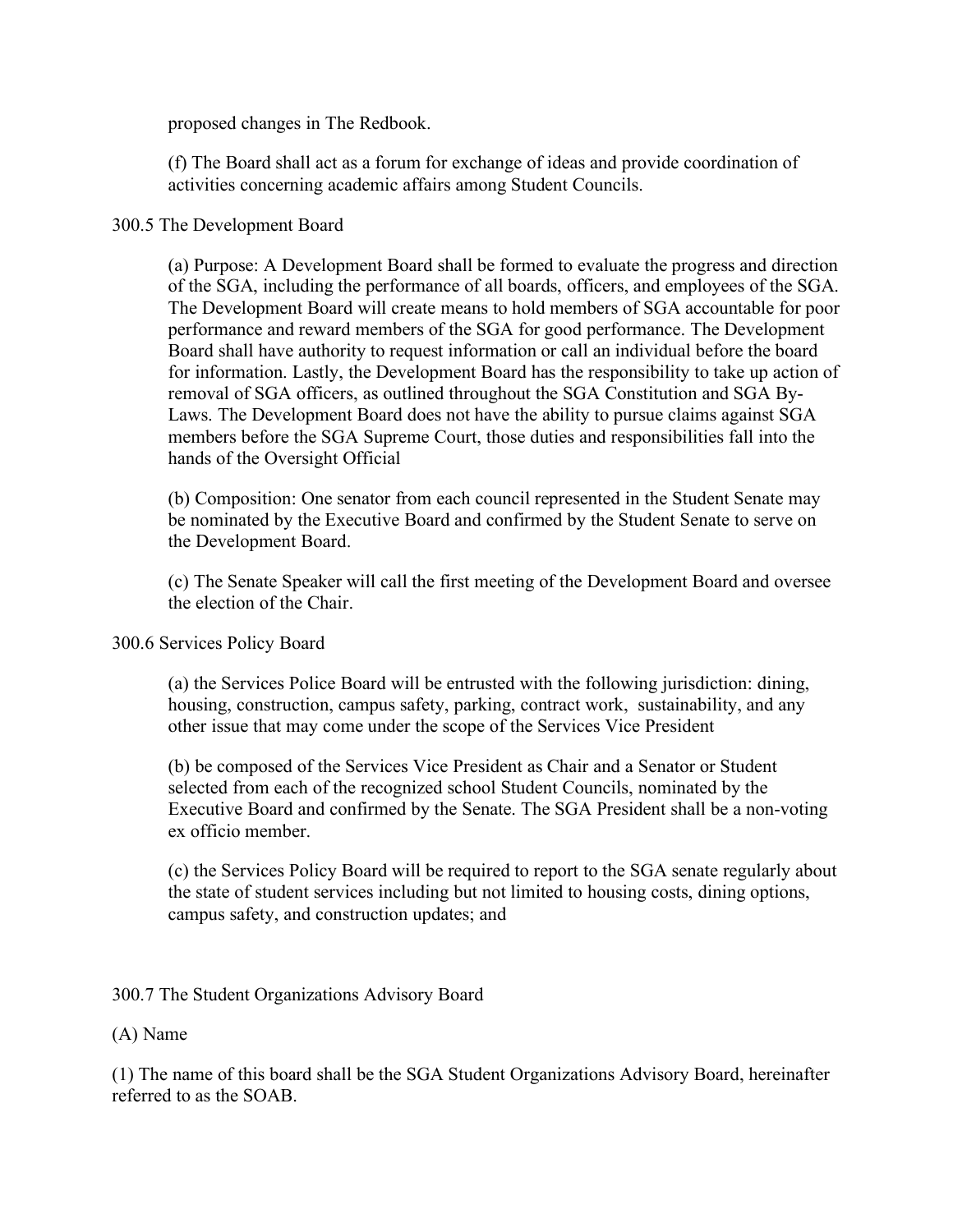proposed changes in The Redbook.

(f) The Board shall act as a forum for exchange of ideas and provide coordination of activities concerning academic affairs among Student Councils.

300.5 The Development Board

(a) Purpose: A Development Board shall be formed to evaluate the progress and direction of the SGA, including the performance of all boards, officers, and employees of the SGA. The Development Board will create means to hold members of SGA accountable for poor performance and reward members of the SGA for good performance. The Development Board shall have authority to request information or call an individual before the board for information. Lastly, the Development Board has the responsibility to take up action of removal of SGA officers, as outlined throughout the SGA Constitution and SGA By-Laws. The Development Board does not have the ability to pursue claims against SGA members before the SGA Supreme Court, those duties and responsibilities fall into the hands of the Oversight Official

(b) Composition: One senator from each council represented in the Student Senate may be nominated by the Executive Board and confirmed by the Student Senate to serve on the Development Board.

(c) The Senate Speaker will call the first meeting of the Development Board and oversee the election of the Chair.

300.6 Services Policy Board

(a) the Services Police Board will be entrusted with the following jurisdiction: dining, housing, construction, campus safety, parking, contract work, sustainability, and any other issue that may come under the scope of the Services Vice President

(b) be composed of the Services Vice President as Chair and a Senator or Student selected from each of the recognized school Student Councils, nominated by the Executive Board and confirmed by the Senate. The SGA President shall be a non-voting ex officio member.

(c) the Services Policy Board will be required to report to the SGA senate regularly about the state of student services including but not limited to housing costs, dining options, campus safety, and construction updates; and

300.7 The Student Organizations Advisory Board

(A) Name

(1) The name of this board shall be the SGA Student Organizations Advisory Board, hereinafter referred to as the SOAB.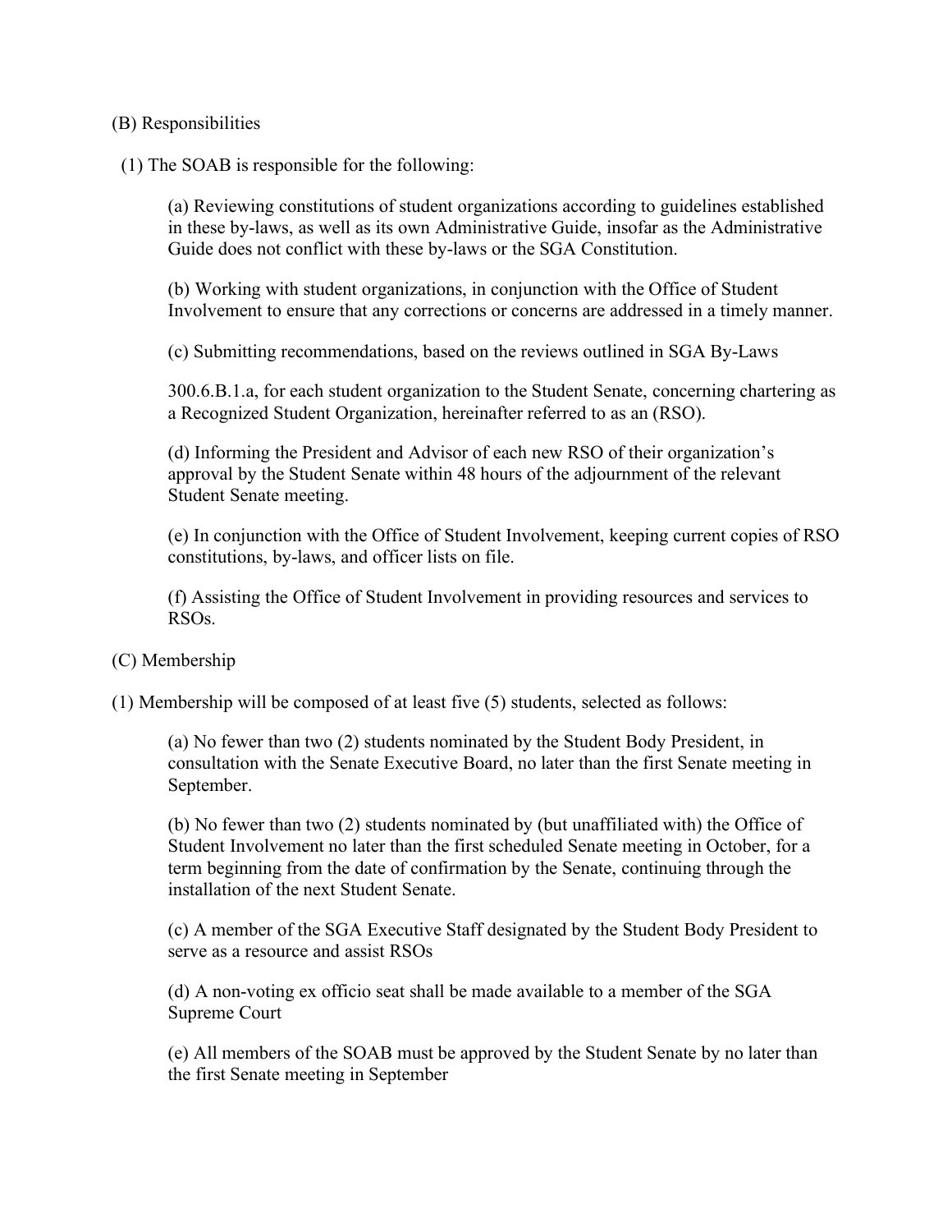(B) Responsibilities

(1) The SOAB is responsible for the following:

(a) Reviewing constitutions of student organizations according to guidelines established in these by-laws, as well as its own Administrative Guide, insofar as the Administrative Guide does not conflict with these by-laws or the SGA Constitution.

(b) Working with student organizations, in conjunction with the Office of Student Involvement to ensure that any corrections or concerns are addressed in a timely manner.

(c) Submitting recommendations, based on the reviews outlined in SGA By-Laws

300.6.B.1.a, for each student organization to the Student Senate, concerning chartering as a Recognized Student Organization, hereinafter referred to as an (RSO).

(d) Informing the President and Advisor of each new RSO of their organization's approval by the Student Senate within 48 hours of the adjournment of the relevant Student Senate meeting.

(e) In conjunction with the Office of Student Involvement, keeping current copies of RSO constitutions, by-laws, and officer lists on file.

(f) Assisting the Office of Student Involvement in providing resources and services to RSOs.

(C) Membership

(1) Membership will be composed of at least five (5) students, selected as follows:

(a) No fewer than two (2) students nominated by the Student Body President, in consultation with the Senate Executive Board, no later than the first Senate meeting in September.

(b) No fewer than two (2) students nominated by (but unaffiliated with) the Office of Student Involvement no later than the first scheduled Senate meeting in October, for a term beginning from the date of confirmation by the Senate, continuing through the installation of the next Student Senate.

(c) A member of the SGA Executive Staff designated by the Student Body President to serve as a resource and assist RSOs

(d) A non-voting ex officio seat shall be made available to a member of the SGA Supreme Court

(e) All members of the SOAB must be approved by the Student Senate by no later than the first Senate meeting in September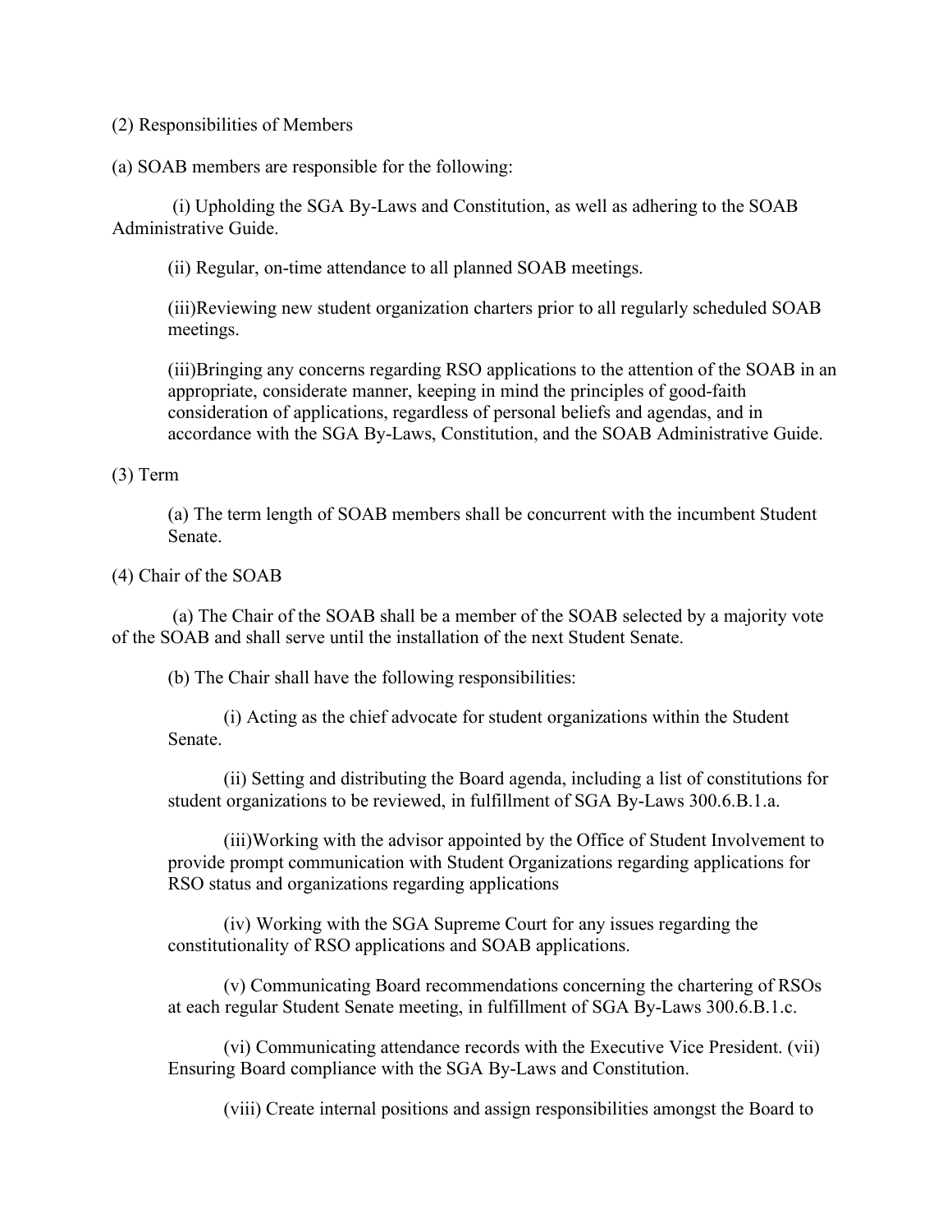(2) Responsibilities of Members

(a) SOAB members are responsible for the following:

(i) Upholding the SGA By-Laws and Constitution, as well as adhering to the SOAB Administrative Guide.

(ii) Regular, on-time attendance to all planned SOAB meetings.

(iii)Reviewing new student organization charters prior to all regularly scheduled SOAB meetings.

(iii)Bringing any concerns regarding RSO applications to the attention of the SOAB in an appropriate, considerate manner, keeping in mind the principles of good-faith consideration of applications, regardless of personal beliefs and agendas, and in accordance with the SGA By-Laws, Constitution, and the SOAB Administrative Guide.

(3) Term

(a) The term length of SOAB members shall be concurrent with the incumbent Student Senate.

(4) Chair of the SOAB

(a) The Chair of the SOAB shall be a member of the SOAB selected by a majority vote of the SOAB and shall serve until the installation of the next Student Senate.

(b) The Chair shall have the following responsibilities:

(i) Acting as the chief advocate for student organizations within the Student Senate.

(ii) Setting and distributing the Board agenda, including a list of constitutions for student organizations to be reviewed, in fulfillment of SGA By-Laws 300.6.B.1.a.

(iii)Working with the advisor appointed by the Office of Student Involvement to provide prompt communication with Student Organizations regarding applications for RSO status and organizations regarding applications

(iv) Working with the SGA Supreme Court for any issues regarding the constitutionality of RSO applications and SOAB applications.

(v) Communicating Board recommendations concerning the chartering of RSOs at each regular Student Senate meeting, in fulfillment of SGA By-Laws 300.6.B.1.c.

(vi) Communicating attendance records with the Executive Vice President. (vii) Ensuring Board compliance with the SGA By-Laws and Constitution.

(viii) Create internal positions and assign responsibilities amongst the Board to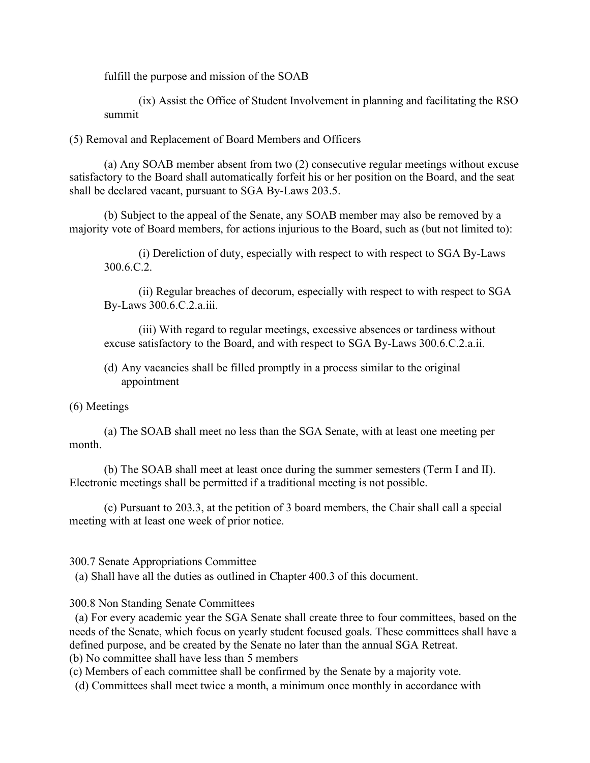fulfill the purpose and mission of the SOAB

(ix) Assist the Office of Student Involvement in planning and facilitating the RSO summit

(5) Removal and Replacement of Board Members and Officers

(a) Any SOAB member absent from two (2) consecutive regular meetings without excuse satisfactory to the Board shall automatically forfeit his or her position on the Board, and the seat shall be declared vacant, pursuant to SGA By-Laws 203.5.

(b) Subject to the appeal of the Senate, any SOAB member may also be removed by a majority vote of Board members, for actions injurious to the Board, such as (but not limited to):

(i) Dereliction of duty, especially with respect to with respect to SGA By-Laws 300.6.C.2.

(ii) Regular breaches of decorum, especially with respect to with respect to SGA By-Laws 300.6.C.2.a.iii.

(iii) With regard to regular meetings, excessive absences or tardiness without excuse satisfactory to the Board, and with respect to SGA By-Laws 300.6.C.2.a.ii.

(d) Any vacancies shall be filled promptly in a process similar to the original appointment

(6) Meetings

(a) The SOAB shall meet no less than the SGA Senate, with at least one meeting per month.

(b) The SOAB shall meet at least once during the summer semesters (Term I and II). Electronic meetings shall be permitted if a traditional meeting is not possible.

(c) Pursuant to 203.3, at the petition of 3 board members, the Chair shall call a special meeting with at least one week of prior notice.

300.7 Senate Appropriations Committee

(a) Shall have all the duties as outlined in Chapter 400.3 of this document.

300.8 Non Standing Senate Committees

(a) For every academic year the SGA Senate shall create three to four committees, based on the needs of the Senate, which focus on yearly student focused goals. These committees shall have a defined purpose, and be created by the Senate no later than the annual SGA Retreat.

(b) No committee shall have less than 5 members

(c) Members of each committee shall be confirmed by the Senate by a majority vote.

(d) Committees shall meet twice a month, a minimum once monthly in accordance with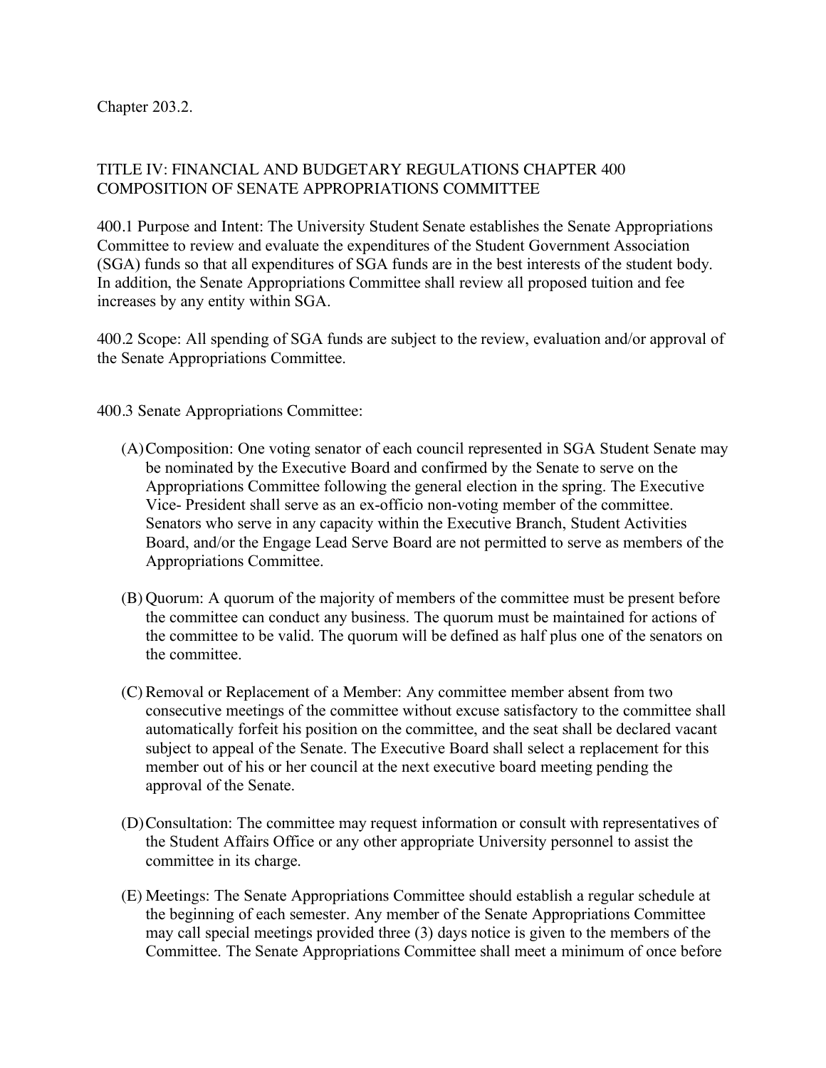Chapter 203.2.

## TITLE IV: FINANCIAL AND BUDGETARY REGULATIONS CHAPTER 400 COMPOSITION OF SENATE APPROPRIATIONS COMMITTEE

400.1 Purpose and Intent: The University Student Senate establishes the Senate Appropriations Committee to review and evaluate the expenditures of the Student Government Association (SGA) funds so that all expenditures of SGA funds are in the best interests of the student body. In addition, the Senate Appropriations Committee shall review all proposed tuition and fee increases by any entity within SGA.

400.2 Scope: All spending of SGA funds are subject to the review, evaluation and/or approval of the Senate Appropriations Committee.

400.3 Senate Appropriations Committee:

(A) Composition: One voting senator of each council represented in SGA Student Senate may be nominated by the Executive Board and confirmed by the Senate to serve on the Appropriations Committee following the general election in the spring. The Executive Vice- President shall serve as an ex-officio non-voting member of the committee. Senators who serve in any capacity within the Executive Branch, Student Activities Board, and/or the Engage Lead Serve Board are not permitted to serve as members of the Appropriations Committee.

(B) Quorum: A quorum of the majority of members of the committee must be present before the committee can conduct any business. The quorum must be maintained for actions of the committee to be valid. The quorum will be defined as half plus one of the senators on the committee.

(C) Removal or Replacement of a Member: Any committee member absent from two consecutive meetings of the committee without excuse satisfactory to the committee shall automatically forfeit his position on the committee, and the seat shall be declared vacant subject to appeal of the Senate. The Executive Board shall select a replacement for this member out of his or her council at the next executive board meeting pending the approval of the Senate.

(D) Consultation: The committee may request information or consult with representatives of the Student Affairs Office or any other appropriate University personnel to assist the committee in its charge.

(E) Meetings: The Senate Appropriations Committee should establish a regular schedule at the beginning of each semester. Any member of the Senate Appropriations Committee may call special meetings provided three (3) days notice is given to the members of the Committee. The Senate Appropriations Committee shall meet a minimum of once before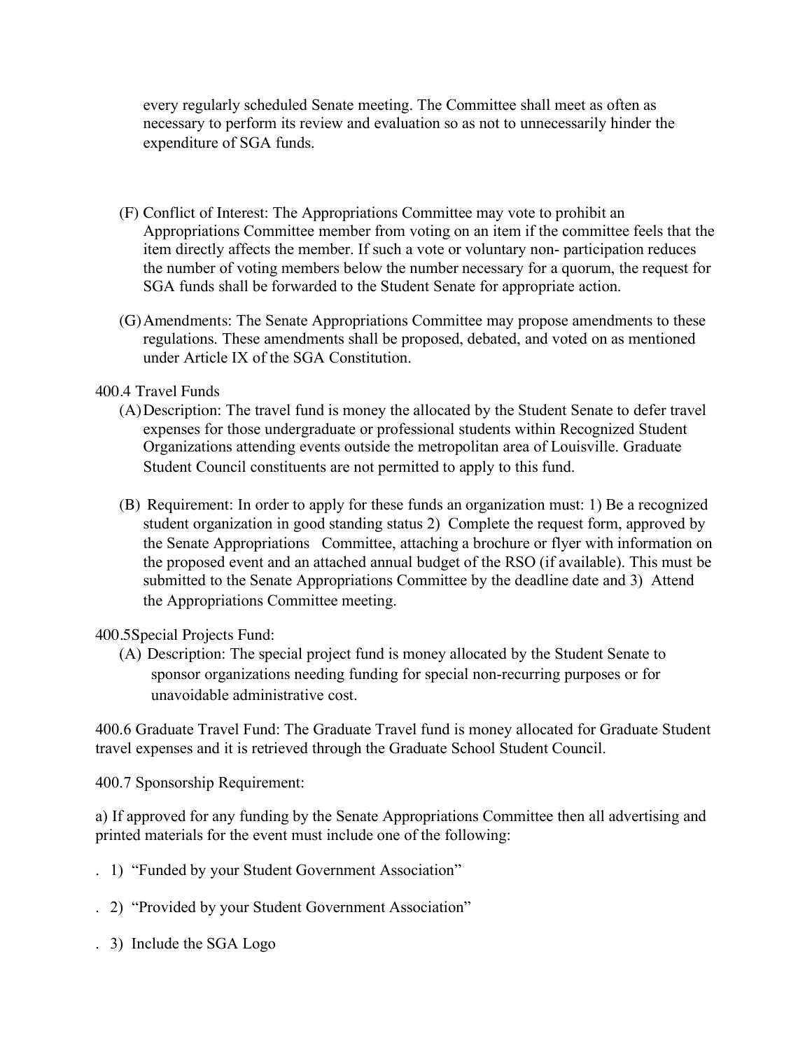every regularly scheduled Senate meeting. The Committee shall meet as often as necessary to perform its review and evaluation so as not to unnecessarily hinder the expenditure of SGA funds.

(F) Conflict of Interest: The Appropriations Committee may vote to prohibit an Appropriations Committee member from voting on an item if the committee feels that the item directly affects the member. If such a vote or voluntary non- participation reduces the number of voting members below the number necessary for a quorum, the request for SGA funds shall be forwarded to the Student Senate for appropriate action.

(G) Amendments: The Senate Appropriations Committee may propose amendments to these regulations. These amendments shall be proposed, debated, and voted on as mentioned under Article IX of the SGA Constitution.

400.4 Travel Funds

(A) Description: The travel fund is money the allocated by the Student Senate to defer travel expenses for those undergraduate or professional students within Recognized Student Organizations attending events outside the metropolitan area of Louisville. Graduate Student Council constituents are not permitted to apply to this fund.

(B) Requirement: In order to apply for these funds an organization must: 1) Be a recognized student organization in good standing status 2) Complete the request form, approved by the Senate Appropriations Committee, attaching a brochure or flyer with information on the proposed event and an attached annual budget of the RSO (if available). This must be submitted to the Senate Appropriations Committee by the deadline date and 3) Attend the Appropriations Committee meeting.

400.5Special Projects Fund:

(A) Description: The special project fund is money allocated by the Student Senate to sponsor organizations needing funding for special non-recurring purposes or for unavoidable administrative cost.

400.6 Graduate Travel Fund: The Graduate Travel fund is money allocated for Graduate Student travel expenses and it is retrieved through the Graduate School Student Council.

400.7 Sponsorship Requirement:

a) If approved for any funding by the Senate Appropriations Committee then all advertising and printed materials for the event must include one of the following:

. 1) "Funded by your Student Government Association"

. 2) "Provided by your Student Government Association"

. 3) Include the SGA Logo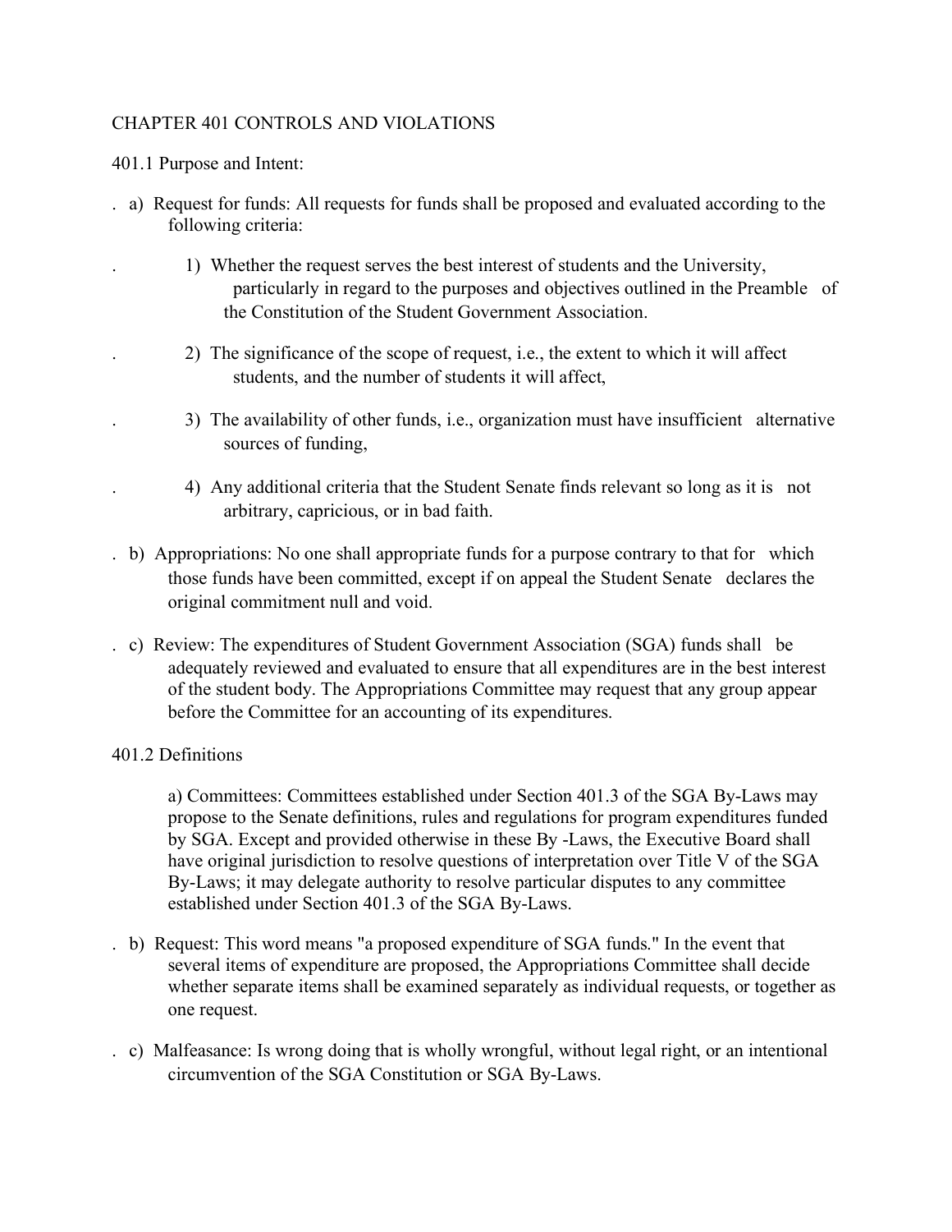## CHAPTER 401 CONTROLS AND VIOLATIONS

### 401.1 Purpose and Intent:

a) Request for funds: All requests for funds shall be proposed and evaluated according to the following criteria:

1) Whether the request serves the best interest of students and the University, particularly in regard to the purposes and objectives outlined in the Preamble of the Constitution of the Student Government Association.

2) The significance of the scope of request, i.e., the extent to which it will affect students, and the number of students it will affect,

3) The availability of other funds, i.e., organization must have insufficient alternative sources of funding,

4) Any additional criteria that the Student Senate finds relevant so long as it is not arbitrary, capricious, or in bad faith.

b) Appropriations: No one shall appropriate funds for a purpose contrary to that for which those funds have been committed, except if on appeal the Student Senate declares the original commitment null and void.

c) Review: The expenditures of Student Government Association (SGA) funds shall be adequately reviewed and evaluated to ensure that all expenditures are in the best interest of the student body. The Appropriations Committee may request that any group appear before the Committee for an accounting of its expenditures.

### 401.2 Definitions

a) Committees: Committees established under Section 401.3 of the SGA By-Laws may propose to the Senate definitions, rules and regulations for program expenditures funded by SGA. Except and provided otherwise in these By -Laws, the Executive Board shall have original jurisdiction to resolve questions of interpretation over Title V of the SGA By-Laws; it may delegate authority to resolve particular disputes to any committee established under Section 401.3 of the SGA By-Laws.

b) Request: This word means "a proposed expenditure of SGA funds." In the event that several items of expenditure are proposed, the Appropriations Committee shall decide whether separate items shall be examined separately as individual requests, or together as one request.

c) Malfeasance: Is wrong doing that is wholly wrongful, without legal right, or an intentional circumvention of the SGA Constitution or SGA By-Laws.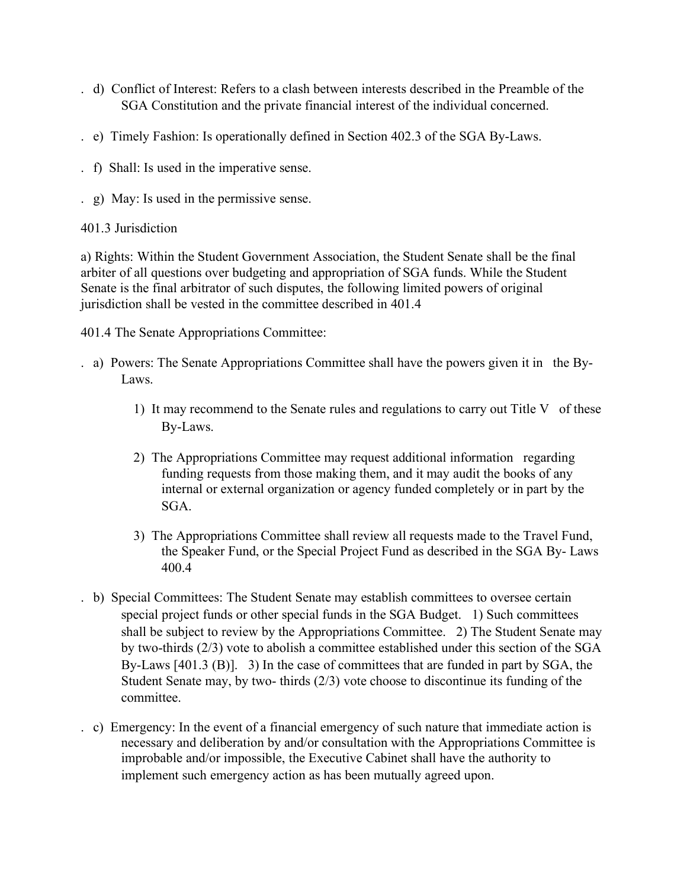d) Conflict of Interest: Refers to a clash between interests described in the Preamble of the SGA Constitution and the private financial interest of the individual concerned.

e) Timely Fashion: Is operationally defined in Section 402.3 of the SGA By-Laws.

f) Shall: Is used in the imperative sense.

g) May: Is used in the permissive sense.

401.3 Jurisdiction

a) Rights: Within the Student Government Association, the Student Senate shall be the final arbiter of all questions over budgeting and appropriation of SGA funds. While the Student Senate is the final arbitrator of such disputes, the following limited powers of original jurisdiction shall be vested in the committee described in 401.4

401.4 The Senate Appropriations Committee:

a) Powers: The Senate Appropriations Committee shall have the powers given it in the By-Laws.

1) It may recommend to the Senate rules and regulations to carry out Title V of these By-Laws.

2) The Appropriations Committee may request additional information regarding funding requests from those making them, and it may audit the books of any internal or external organization or agency funded completely or in part by the SGA.

3) The Appropriations Committee shall review all requests made to the Travel Fund, the Speaker Fund, or the Special Project Fund as described in the SGA By- Laws 400.4

b) Special Committees: The Student Senate may establish committees to oversee certain special project funds or other special funds in the SGA Budget. 1) Such committees shall be subject to review by the Appropriations Committee. 2) The Student Senate may by two-thirds (2/3) vote to abolish a committee established under this section of the SGA By-Laws [401.3 (B)]. 3) In the case of committees that are funded in part by SGA, the Student Senate may, by two- thirds (2/3) vote choose to discontinue its funding of the committee.

c) Emergency: In the event of a financial emergency of such nature that immediate action is necessary and deliberation by and/or consultation with the Appropriations Committee is improbable and/or impossible, the Executive Cabinet shall have the authority to implement such emergency action as has been mutually agreed upon.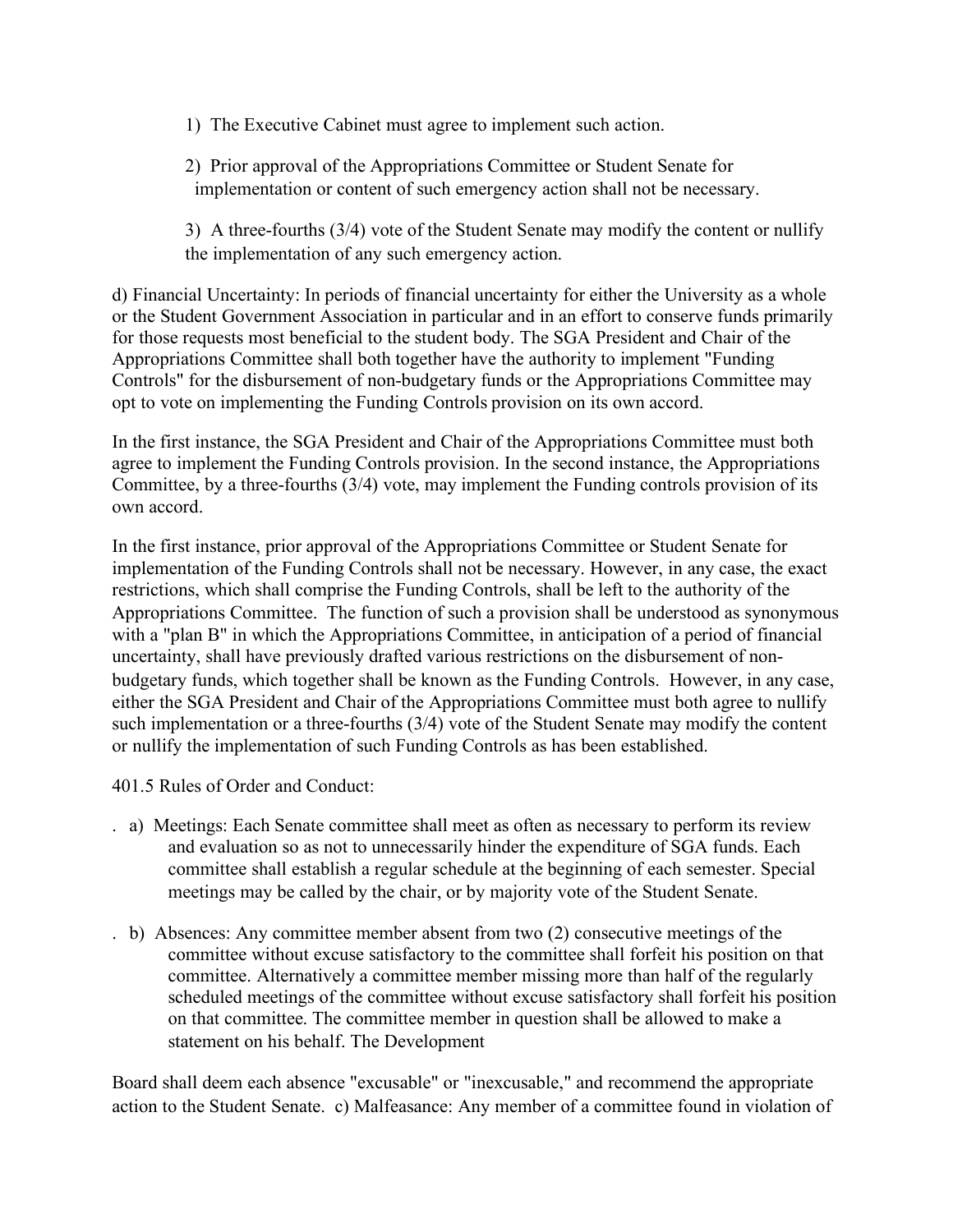1) The Executive Cabinet must agree to implement such action.

2) Prior approval of the Appropriations Committee or Student Senate for implementation or content of such emergency action shall not be necessary.

3) A three-fourths (3/4) vote of the Student Senate may modify the content or nullify the implementation of any such emergency action.

d) Financial Uncertainty: In periods of financial uncertainty for either the University as a whole or the Student Government Association in particular and in an effort to conserve funds primarily for those requests most beneficial to the student body. The SGA President and Chair of the Appropriations Committee shall both together have the authority to implement "Funding Controls" for the disbursement of non-budgetary funds or the Appropriations Committee may opt to vote on implementing the Funding Controls provision on its own accord.

In the first instance, the SGA President and Chair of the Appropriations Committee must both agree to implement the Funding Controls provision. In the second instance, the Appropriations Committee, by a three-fourths (3/4) vote, may implement the Funding controls provision of its own accord.

In the first instance, prior approval of the Appropriations Committee or Student Senate for implementation of the Funding Controls shall not be necessary. However, in any case, the exact restrictions, which shall comprise the Funding Controls, shall be left to the authority of the Appropriations Committee. The function of such a provision shall be understood as synonymous with a "plan B" in which the Appropriations Committee, in anticipation of a period of financial uncertainty, shall have previously drafted various restrictions on the disbursement of non-budgetary funds, which together shall be known as the Funding Controls. However, in any case, either the SGA President and Chair of the Appropriations Committee must both agree to nullify such implementation or a three-fourths (3/4) vote of the Student Senate may modify the content or nullify the implementation of such Funding Controls as has been established.

401.5 Rules of Order and Conduct:

a) Meetings: Each Senate committee shall meet as often as necessary to perform its review and evaluation so as not to unnecessarily hinder the expenditure of SGA funds. Each committee shall establish a regular schedule at the beginning of each semester. Special meetings may be called by the chair, or by majority vote of the Student Senate.

b) Absences: Any committee member absent from two (2) consecutive meetings of the committee without excuse satisfactory to the committee shall forfeit his position on that committee. Alternatively a committee member missing more than half of the regularly scheduled meetings of the committee without excuse satisfactory shall forfeit his position on that committee. The committee member in question shall be allowed to make a statement on his behalf. The Development Board shall deem each absence "excusable" or "inexcusable," and recommend the appropriate action to the Student Senate.

c) Malfeasance: Any member of a committee found in violation of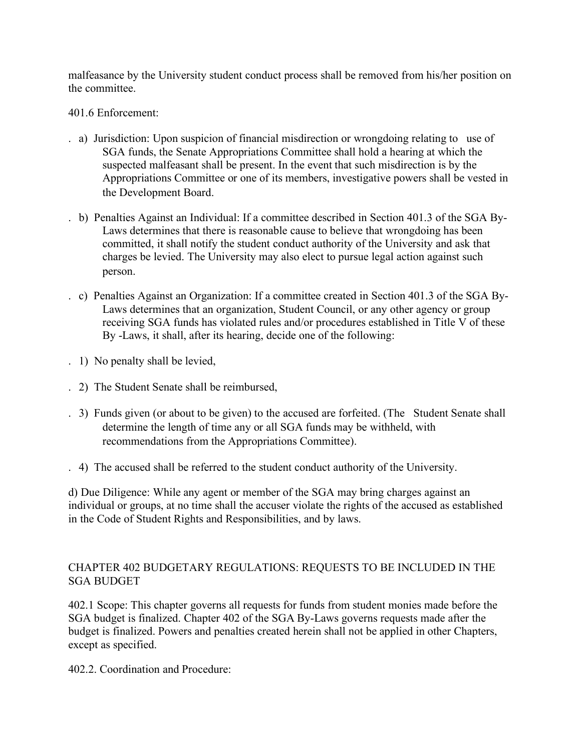malfeasance by the University student conduct process shall be removed from his/her position on the committee.

401.6 Enforcement:

a) Jurisdiction: Upon suspicion of financial misdirection or wrongdoing relating to use of SGA funds, the Senate Appropriations Committee shall hold a hearing at which the suspected malfeasant shall be present. In the event that such misdirection is by the Appropriations Committee or one of its members, investigative powers shall be vested in the Development Board.

b) Penalties Against an Individual: If a committee described in Section 401.3 of the SGA By-Laws determines that there is reasonable cause to believe that wrongdoing has been committed, it shall notify the student conduct authority of the University and ask that charges be levied. The University may also elect to pursue legal action against such person.

c) Penalties Against an Organization: If a committee created in Section 401.3 of the SGA By-Laws determines that an organization, Student Council, or any other agency or group receiving SGA funds has violated rules and/or procedures established in Title V of these By -Laws, it shall, after its hearing, decide one of the following:

1) No penalty shall be levied,

2) The Student Senate shall be reimbursed,

3) Funds given (or about to be given) to the accused are forfeited. (The Student Senate shall determine the length of time any or all SGA funds may be withheld, with recommendations from the Appropriations Committee).

4) The accused shall be referred to the student conduct authority of the University.

d) Due Diligence: While any agent or member of the SGA may bring charges against an individual or groups, at no time shall the accuser violate the rights of the accused as established in the Code of Student Rights and Responsibilities, and by laws.

## CHAPTER 402 BUDGETARY REGULATIONS: REQUESTS TO BE INCLUDED IN THE SGA BUDGET

402.1 Scope: This chapter governs all requests for funds from student monies made before the SGA budget is finalized. Chapter 402 of the SGA By-Laws governs requests made after the budget is finalized. Powers and penalties created herein shall not be applied in other Chapters, except as specified.

402.2. Coordination and Procedure: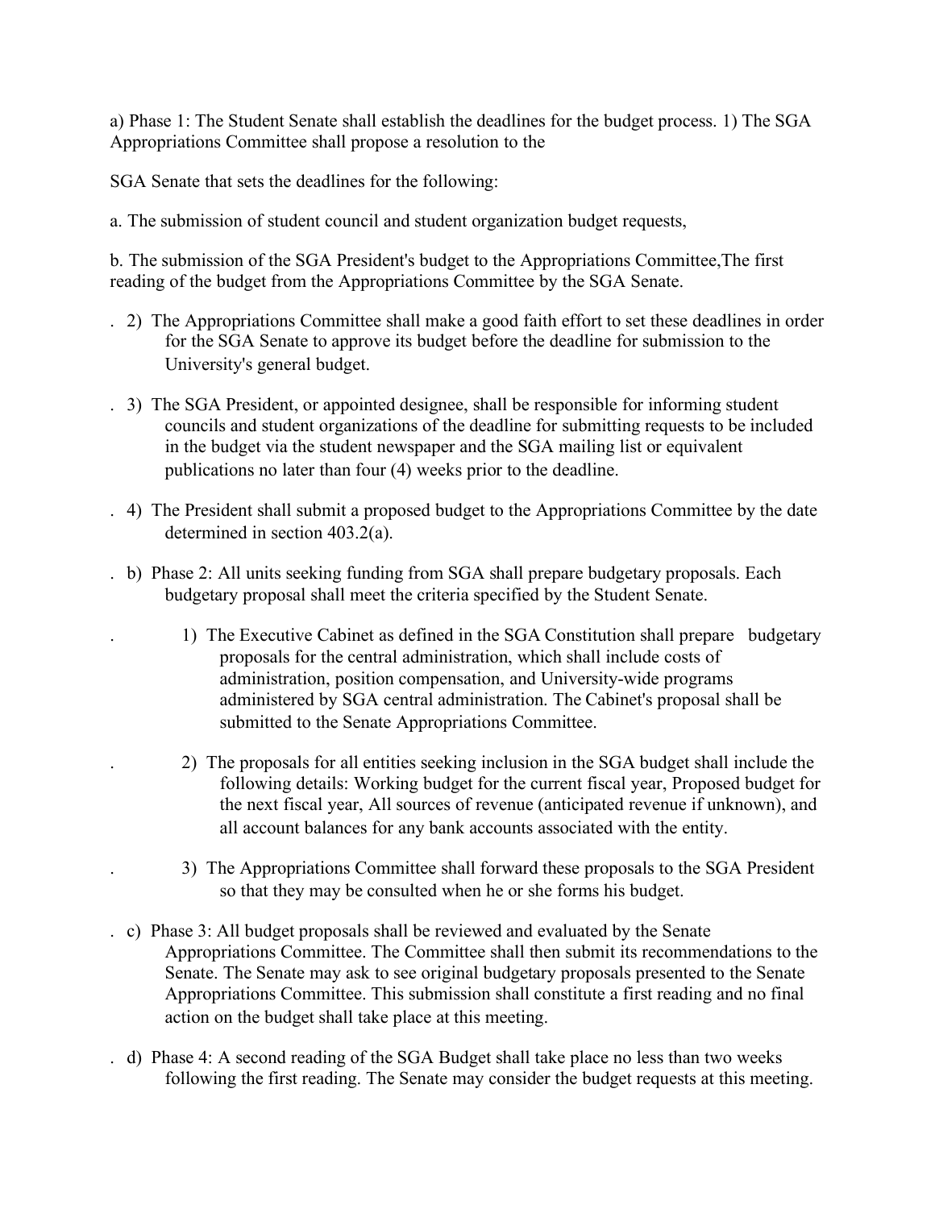a) Phase 1: The Student Senate shall establish the deadlines for the budget process. 1) The SGA Appropriations Committee shall propose a resolution to the

SGA Senate that sets the deadlines for the following:

a. The submission of student council and student organization budget requests,

b. The submission of the SGA President's budget to the Appropriations Committee,The first reading of the budget from the Appropriations Committee by the SGA Senate.

. 2) The Appropriations Committee shall make a good faith effort to set these deadlines in order for the SGA Senate to approve its budget before the deadline for submission to the University's general budget.

. 3) The SGA President, or appointed designee, shall be responsible for informing student councils and student organizations of the deadline for submitting requests to be included in the budget via the student newspaper and the SGA mailing list or equivalent publications no later than four (4) weeks prior to the deadline.

. 4) The President shall submit a proposed budget to the Appropriations Committee by the date determined in section 403.2(a).

. b) Phase 2: All units seeking funding from SGA shall prepare budgetary proposals. Each budgetary proposal shall meet the criteria specified by the Student Senate.

. 1) The Executive Cabinet as defined in the SGA Constitution shall prepare budgetary proposals for the central administration, which shall include costs of administration, position compensation, and University-wide programs administered by SGA central administration. The Cabinet's proposal shall be submitted to the Senate Appropriations Committee.

. 2) The proposals for all entities seeking inclusion in the SGA budget shall include the following details: Working budget for the current fiscal year, Proposed budget for the next fiscal year, All sources of revenue (anticipated revenue if unknown), and all account balances for any bank accounts associated with the entity.

. 3) The Appropriations Committee shall forward these proposals to the SGA President so that they may be consulted when he or she forms his budget.

. c) Phase 3: All budget proposals shall be reviewed and evaluated by the Senate Appropriations Committee. The Committee shall then submit its recommendations to the Senate. The Senate may ask to see original budgetary proposals presented to the Senate Appropriations Committee. This submission shall constitute a first reading and no final action on the budget shall take place at this meeting.

. d) Phase 4: A second reading of the SGA Budget shall take place no less than two weeks following the first reading. The Senate may consider the budget requests at this meeting.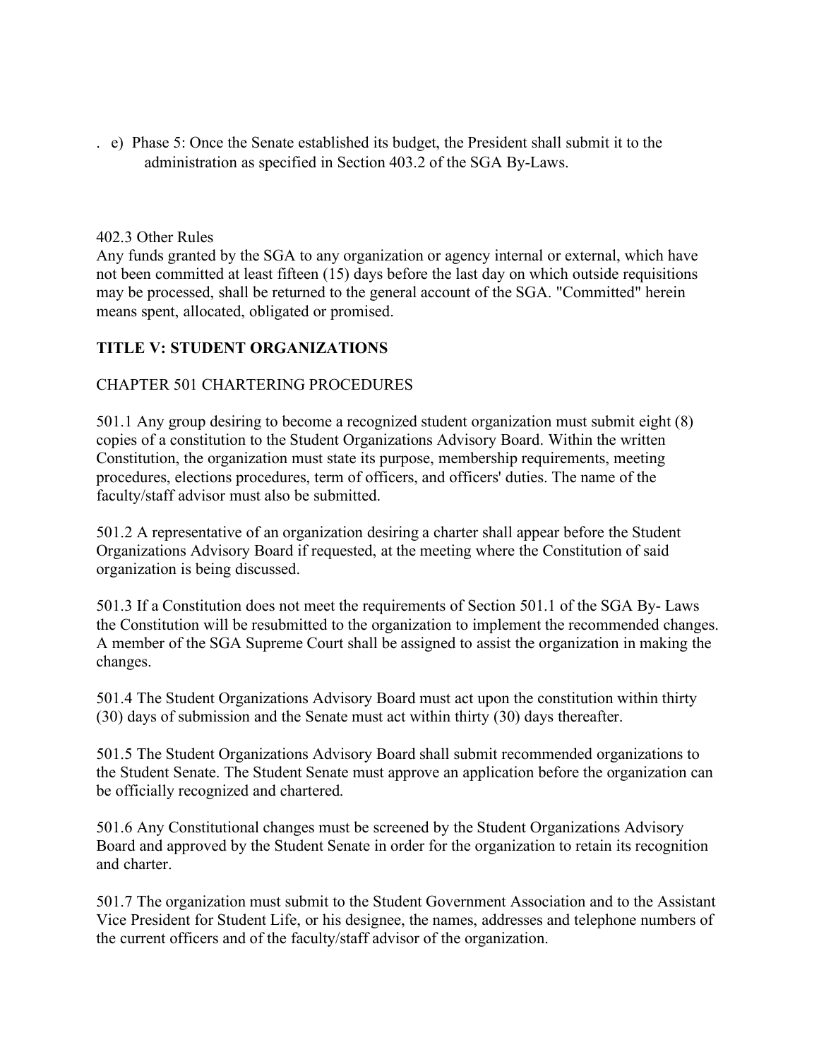. e) Phase 5: Once the Senate established its budget, the President shall submit it to the administration as specified in Section 403.2 of the SGA By-Laws.

402.3 Other Rules
Any funds granted by the SGA to any organization or agency internal or external, which have not been committed at least fifteen (15) days before the last day on which outside requisitions may be processed, shall be returned to the general account of the SGA. "Committed" herein means spent, allocated, obligated or promised.

## TITLE V: STUDENT ORGANIZATIONS

CHAPTER 501 CHARTERING PROCEDURES

501.1 Any group desiring to become a recognized student organization must submit eight (8) copies of a constitution to the Student Organizations Advisory Board. Within the written Constitution, the organization must state its purpose, membership requirements, meeting procedures, elections procedures, term of officers, and officers' duties. The name of the faculty/staff advisor must also be submitted.

501.2 A representative of an organization desiring a charter shall appear before the Student Organizations Advisory Board if requested, at the meeting where the Constitution of said organization is being discussed.

501.3 If a Constitution does not meet the requirements of Section 501.1 of the SGA By- Laws the Constitution will be resubmitted to the organization to implement the recommended changes. A member of the SGA Supreme Court shall be assigned to assist the organization in making the changes.

501.4 The Student Organizations Advisory Board must act upon the constitution within thirty (30) days of submission and the Senate must act within thirty (30) days thereafter.

501.5 The Student Organizations Advisory Board shall submit recommended organizations to the Student Senate. The Student Senate must approve an application before the organization can be officially recognized and chartered.

501.6 Any Constitutional changes must be screened by the Student Organizations Advisory Board and approved by the Student Senate in order for the organization to retain its recognition and charter.

501.7 The organization must submit to the Student Government Association and to the Assistant Vice President for Student Life, or his designee, the names, addresses and telephone numbers of the current officers and of the faculty/staff advisor of the organization.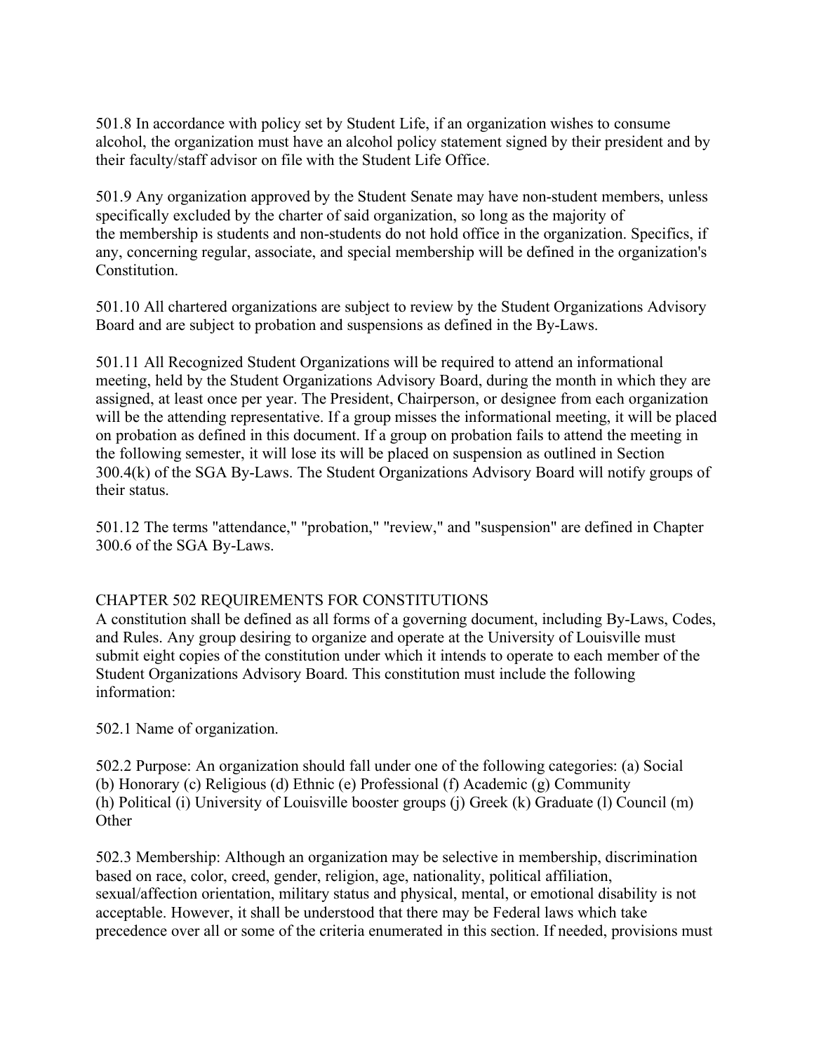501.8 In accordance with policy set by Student Life, if an organization wishes to consume alcohol, the organization must have an alcohol policy statement signed by their president and by their faculty/staff advisor on file with the Student Life Office.

501.9 Any organization approved by the Student Senate may have non-student members, unless specifically excluded by the charter of said organization, so long as the majority of the membership is students and non-students do not hold office in the organization. Specifics, if any, concerning regular, associate, and special membership will be defined in the organization's Constitution.

501.10 All chartered organizations are subject to review by the Student Organizations Advisory Board and are subject to probation and suspensions as defined in the By-Laws.

501.11 All Recognized Student Organizations will be required to attend an informational meeting, held by the Student Organizations Advisory Board, during the month in which they are assigned, at least once per year. The President, Chairperson, or designee from each organization will be the attending representative. If a group misses the informational meeting, it will be placed on probation as defined in this document. If a group on probation fails to attend the meeting in the following semester, it will lose its will be placed on suspension as outlined in Section 300.4(k) of the SGA By-Laws. The Student Organizations Advisory Board will notify groups of their status.

501.12 The terms "attendance," "probation," "review," and "suspension" are defined in Chapter 300.6 of the SGA By-Laws.

## CHAPTER 502 REQUIREMENTS FOR CONSTITUTIONS

A constitution shall be defined as all forms of a governing document, including By-Laws, Codes, and Rules. Any group desiring to organize and operate at the University of Louisville must submit eight copies of the constitution under which it intends to operate to each member of the Student Organizations Advisory Board. This constitution must include the following information:

502.1 Name of organization.

502.2 Purpose: An organization should fall under one of the following categories: (a) Social (b) Honorary (c) Religious (d) Ethnic (e) Professional (f) Academic (g) Community (h) Political (i) University of Louisville booster groups (j) Greek (k) Graduate (l) Council (m) Other

502.3 Membership: Although an organization may be selective in membership, discrimination based on race, color, creed, gender, religion, age, nationality, political affiliation, sexual/affection orientation, military status and physical, mental, or emotional disability is not acceptable. However, it shall be understood that there may be Federal laws which take precedence over all or some of the criteria enumerated in this section. If needed, provisions must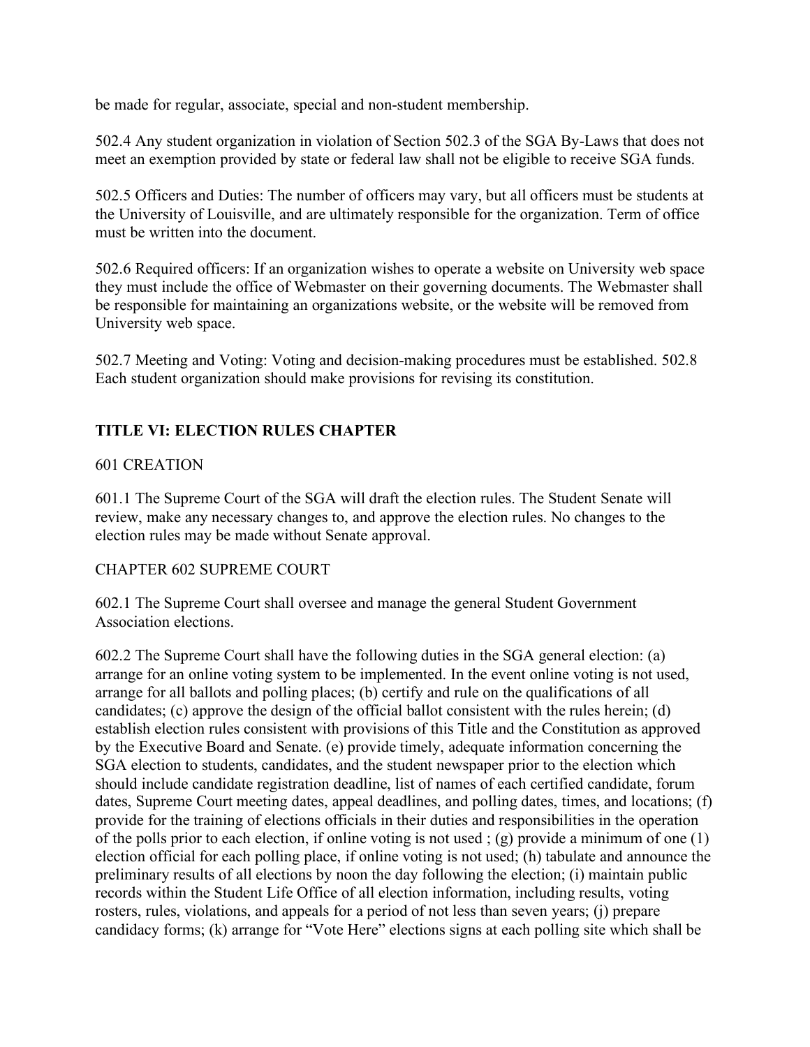be made for regular, associate, special and non-student membership.

502.4 Any student organization in violation of Section 502.3 of the SGA By-Laws that does not meet an exemption provided by state or federal law shall not be eligible to receive SGA funds.

502.5 Officers and Duties: The number of officers may vary, but all officers must be students at the University of Louisville, and are ultimately responsible for the organization. Term of office must be written into the document.

502.6 Required officers: If an organization wishes to operate a website on University web space they must include the office of Webmaster on their governing documents. The Webmaster shall be responsible for maintaining an organizations website, or the website will be removed from University web space.

502.7 Meeting and Voting: Voting and decision-making procedures must be established. 502.8 Each student organization should make provisions for revising its constitution.

## TITLE VI: ELECTION RULES CHAPTER

601 CREATION

601.1 The Supreme Court of the SGA will draft the election rules. The Student Senate will review, make any necessary changes to, and approve the election rules. No changes to the election rules may be made without Senate approval.

CHAPTER 602 SUPREME COURT

602.1 The Supreme Court shall oversee and manage the general Student Government Association elections.

602.2 The Supreme Court shall have the following duties in the SGA general election: (a) arrange for an online voting system to be implemented. In the event online voting is not used, arrange for all ballots and polling places; (b) certify and rule on the qualifications of all candidates; (c) approve the design of the official ballot consistent with the rules herein; (d) establish election rules consistent with provisions of this Title and the Constitution as approved by the Executive Board and Senate. (e) provide timely, adequate information concerning the SGA election to students, candidates, and the student newspaper prior to the election which should include candidate registration deadline, list of names of each certified candidate, forum dates, Supreme Court meeting dates, appeal deadlines, and polling dates, times, and locations; (f) provide for the training of elections officials in their duties and responsibilities in the operation of the polls prior to each election, if online voting is not used ; (g) provide a minimum of one (1) election official for each polling place, if online voting is not used; (h) tabulate and announce the preliminary results of all elections by noon the day following the election; (i) maintain public records within the Student Life Office of all election information, including results, voting rosters, rules, violations, and appeals for a period of not less than seven years; (j) prepare candidacy forms; (k) arrange for "Vote Here" elections signs at each polling site which shall be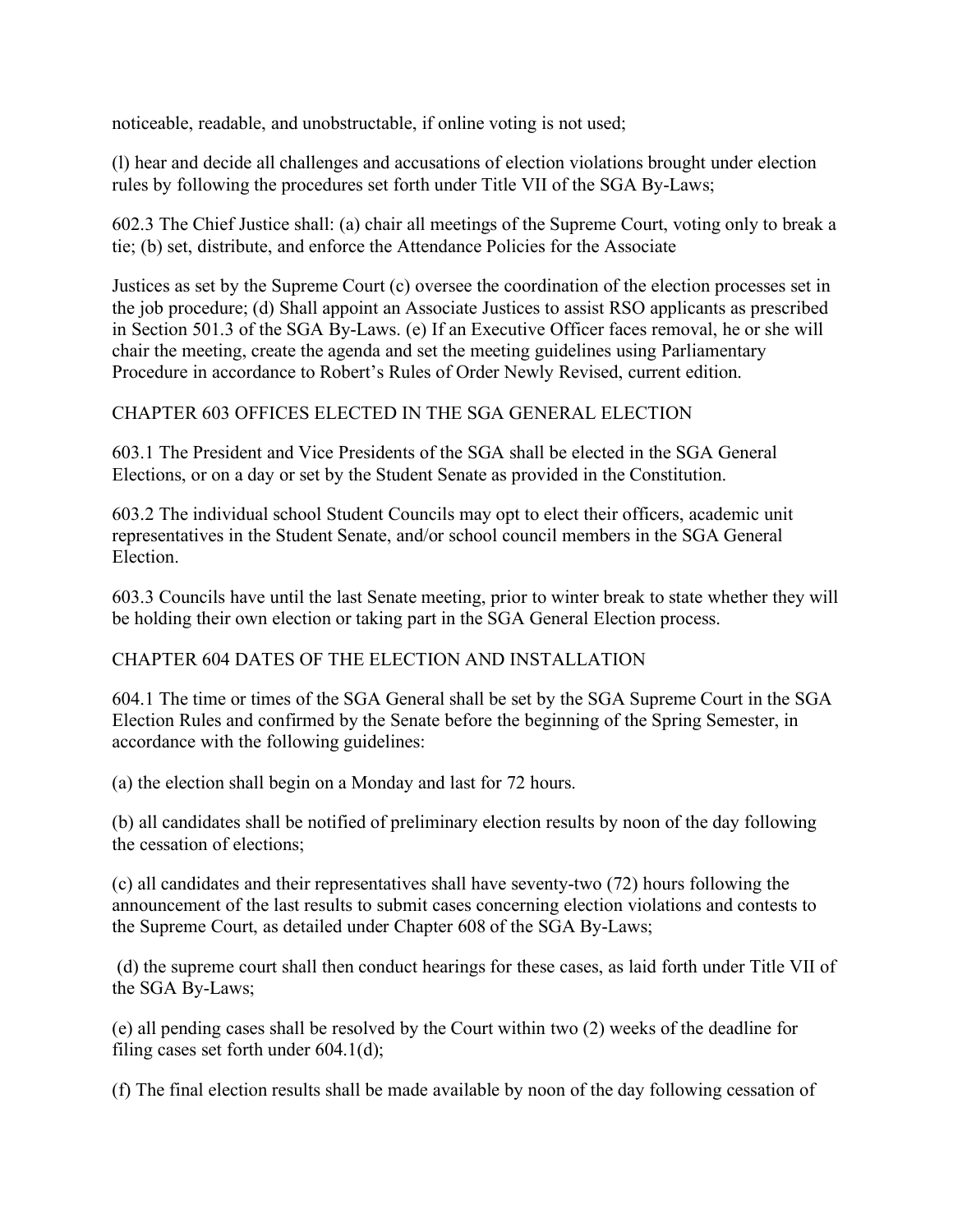noticeable, readable, and unobstructable, if online voting is not used;

(l) hear and decide all challenges and accusations of election violations brought under election rules by following the procedures set forth under Title VII of the SGA By-Laws;

602.3 The Chief Justice shall: (a) chair all meetings of the Supreme Court, voting only to break a tie; (b) set, distribute, and enforce the Attendance Policies for the Associate

Justices as set by the Supreme Court (c) oversee the coordination of the election processes set in the job procedure; (d) Shall appoint an Associate Justices to assist RSO applicants as prescribed in Section 501.3 of the SGA By-Laws. (e) If an Executive Officer faces removal, he or she will chair the meeting, create the agenda and set the meeting guidelines using Parliamentary Procedure in accordance to Robert's Rules of Order Newly Revised, current edition.

## CHAPTER 603 OFFICES ELECTED IN THE SGA GENERAL ELECTION

603.1 The President and Vice Presidents of the SGA shall be elected in the SGA General Elections, or on a day or set by the Student Senate as provided in the Constitution.

603.2 The individual school Student Councils may opt to elect their officers, academic unit representatives in the Student Senate, and/or school council members in the SGA General Election.

603.3 Councils have until the last Senate meeting, prior to winter break to state whether they will be holding their own election or taking part in the SGA General Election process.

## CHAPTER 604 DATES OF THE ELECTION AND INSTALLATION

604.1 The time or times of the SGA General shall be set by the SGA Supreme Court in the SGA Election Rules and confirmed by the Senate before the beginning of the Spring Semester, in accordance with the following guidelines:

(a) the election shall begin on a Monday and last for 72 hours.

(b) all candidates shall be notified of preliminary election results by noon of the day following the cessation of elections;

(c) all candidates and their representatives shall have seventy-two (72) hours following the announcement of the last results to submit cases concerning election violations and contests to the Supreme Court, as detailed under Chapter 608 of the SGA By-Laws;

(d) the supreme court shall then conduct hearings for these cases, as laid forth under Title VII of the SGA By-Laws;

(e) all pending cases shall be resolved by the Court within two (2) weeks of the deadline for filing cases set forth under 604.1(d);

(f) The final election results shall be made available by noon of the day following cessation of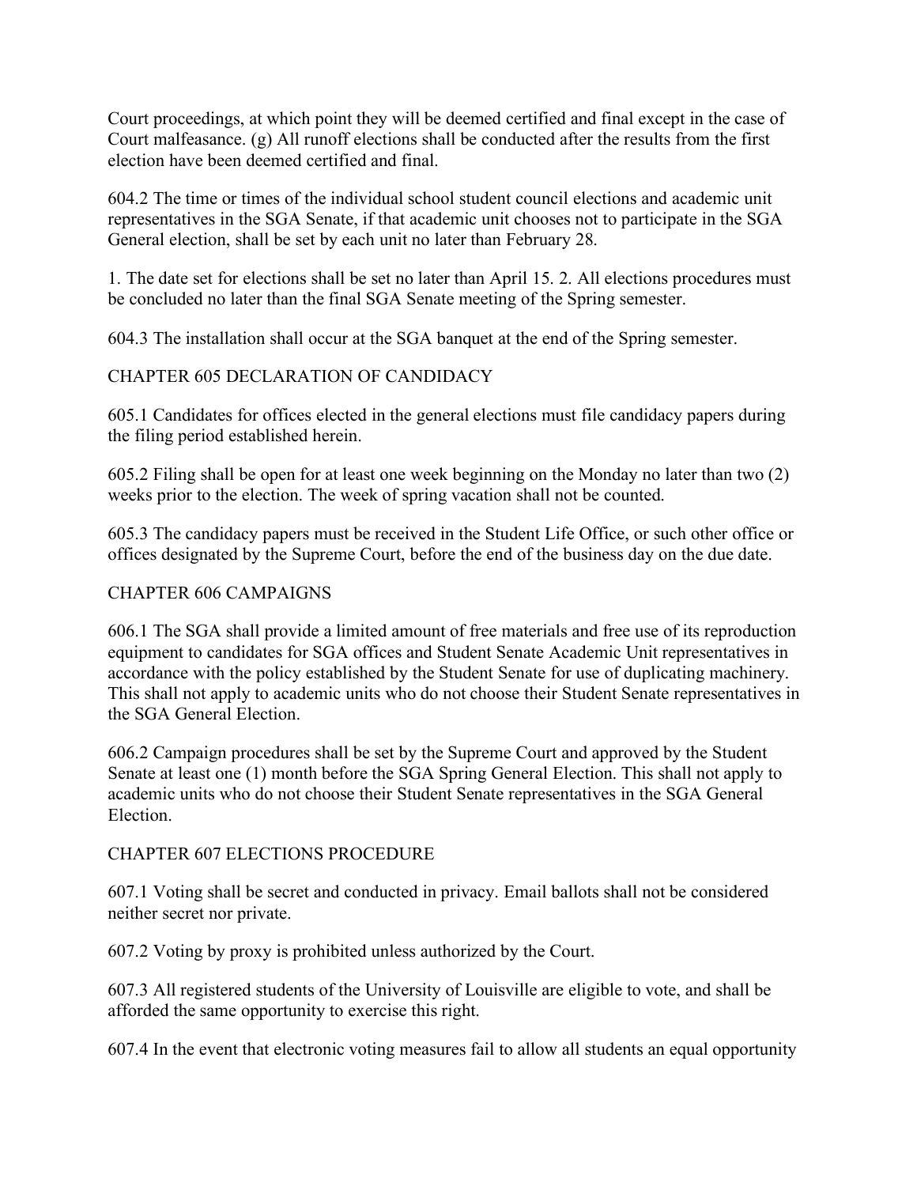Court proceedings, at which point they will be deemed certified and final except in the case of Court malfeasance. (g) All runoff elections shall be conducted after the results from the first election have been deemed certified and final.

604.2 The time or times of the individual school student council elections and academic unit representatives in the SGA Senate, if that academic unit chooses not to participate in the SGA General election, shall be set by each unit no later than February 28.

1. The date set for elections shall be set no later than April 15. 2. All elections procedures must be concluded no later than the final SGA Senate meeting of the Spring semester.

604.3 The installation shall occur at the SGA banquet at the end of the Spring semester.

CHAPTER 605 DECLARATION OF CANDIDACY

605.1 Candidates for offices elected in the general elections must file candidacy papers during the filing period established herein.

605.2 Filing shall be open for at least one week beginning on the Monday no later than two (2) weeks prior to the election. The week of spring vacation shall not be counted.

605.3 The candidacy papers must be received in the Student Life Office, or such other office or offices designated by the Supreme Court, before the end of the business day on the due date.

CHAPTER 606 CAMPAIGNS

606.1 The SGA shall provide a limited amount of free materials and free use of its reproduction equipment to candidates for SGA offices and Student Senate Academic Unit representatives in accordance with the policy established by the Student Senate for use of duplicating machinery. This shall not apply to academic units who do not choose their Student Senate representatives in the SGA General Election.

606.2 Campaign procedures shall be set by the Supreme Court and approved by the Student Senate at least one (1) month before the SGA Spring General Election. This shall not apply to academic units who do not choose their Student Senate representatives in the SGA General Election.

CHAPTER 607 ELECTIONS PROCEDURE

607.1 Voting shall be secret and conducted in privacy. Email ballots shall not be considered neither secret nor private.

607.2 Voting by proxy is prohibited unless authorized by the Court.

607.3 All registered students of the University of Louisville are eligible to vote, and shall be afforded the same opportunity to exercise this right.

607.4 In the event that electronic voting measures fail to allow all students an equal opportunity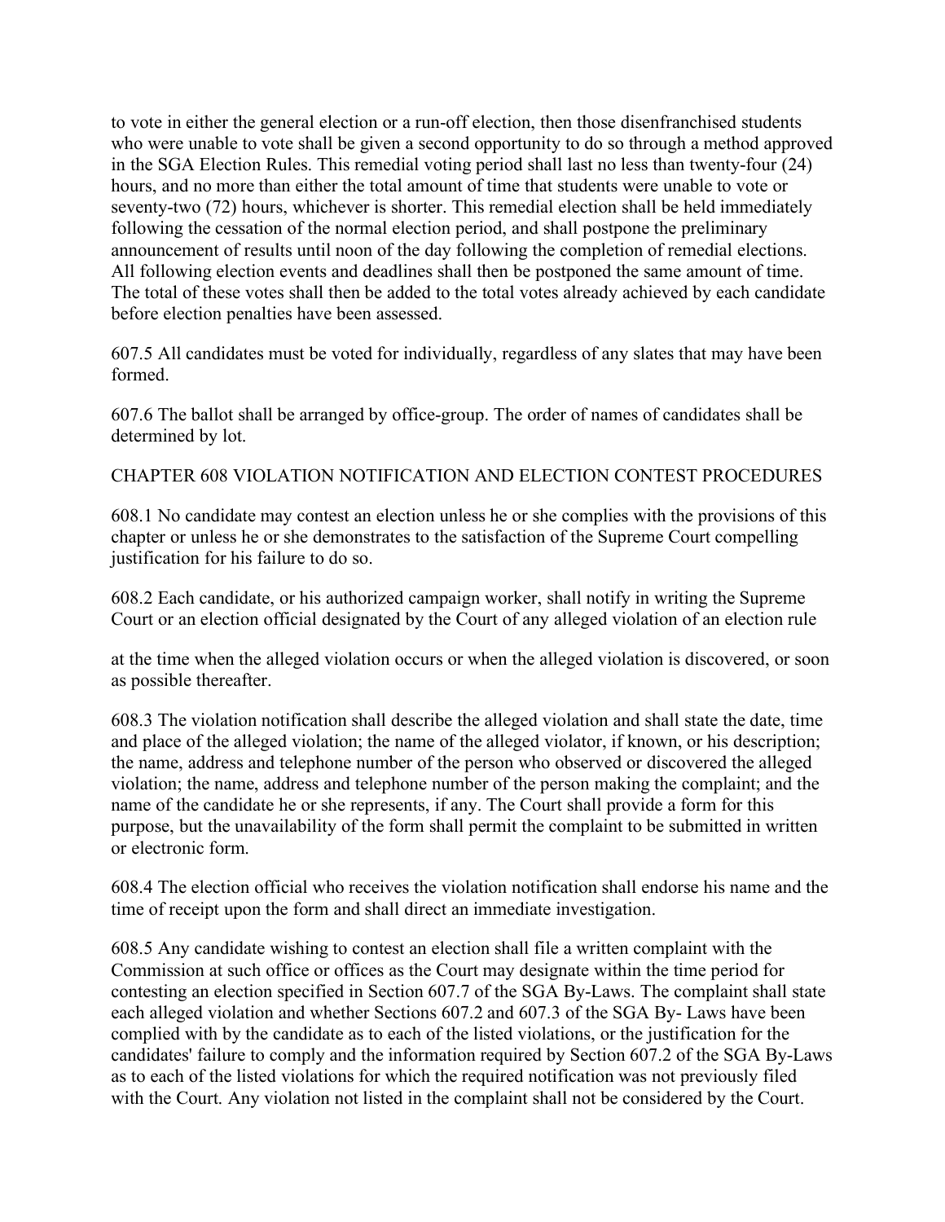to vote in either the general election or a run-off election, then those disenfranchised students who were unable to vote shall be given a second opportunity to do so through a method approved in the SGA Election Rules. This remedial voting period shall last no less than twenty-four (24) hours, and no more than either the total amount of time that students were unable to vote or seventy-two (72) hours, whichever is shorter. This remedial election shall be held immediately following the cessation of the normal election period, and shall postpone the preliminary announcement of results until noon of the day following the completion of remedial elections. All following election events and deadlines shall then be postponed the same amount of time. The total of these votes shall then be added to the total votes already achieved by each candidate before election penalties have been assessed.

607.5 All candidates must be voted for individually, regardless of any slates that may have been formed.

607.6 The ballot shall be arranged by office-group. The order of names of candidates shall be determined by lot.

## CHAPTER 608 VIOLATION NOTIFICATION AND ELECTION CONTEST PROCEDURES

608.1 No candidate may contest an election unless he or she complies with the provisions of this chapter or unless he or she demonstrates to the satisfaction of the Supreme Court compelling justification for his failure to do so.

608.2 Each candidate, or his authorized campaign worker, shall notify in writing the Supreme Court or an election official designated by the Court of any alleged violation of an election rule at the time when the alleged violation occurs or when the alleged violation is discovered, or soon as possible thereafter.

608.3 The violation notification shall describe the alleged violation and shall state the date, time and place of the alleged violation; the name of the alleged violator, if known, or his description; the name, address and telephone number of the person who observed or discovered the alleged violation; the name, address and telephone number of the person making the complaint; and the name of the candidate he or she represents, if any. The Court shall provide a form for this purpose, but the unavailability of the form shall permit the complaint to be submitted in written or electronic form.

608.4 The election official who receives the violation notification shall endorse his name and the time of receipt upon the form and shall direct an immediate investigation.

608.5 Any candidate wishing to contest an election shall file a written complaint with the Commission at such office or offices as the Court may designate within the time period for contesting an election specified in Section 607.7 of the SGA By-Laws. The complaint shall state each alleged violation and whether Sections 607.2 and 607.3 of the SGA By- Laws have been complied with by the candidate as to each of the listed violations, or the justification for the candidates' failure to comply and the information required by Section 607.2 of the SGA By-Laws as to each of the listed violations for which the required notification was not previously filed with the Court. Any violation not listed in the complaint shall not be considered by the Court.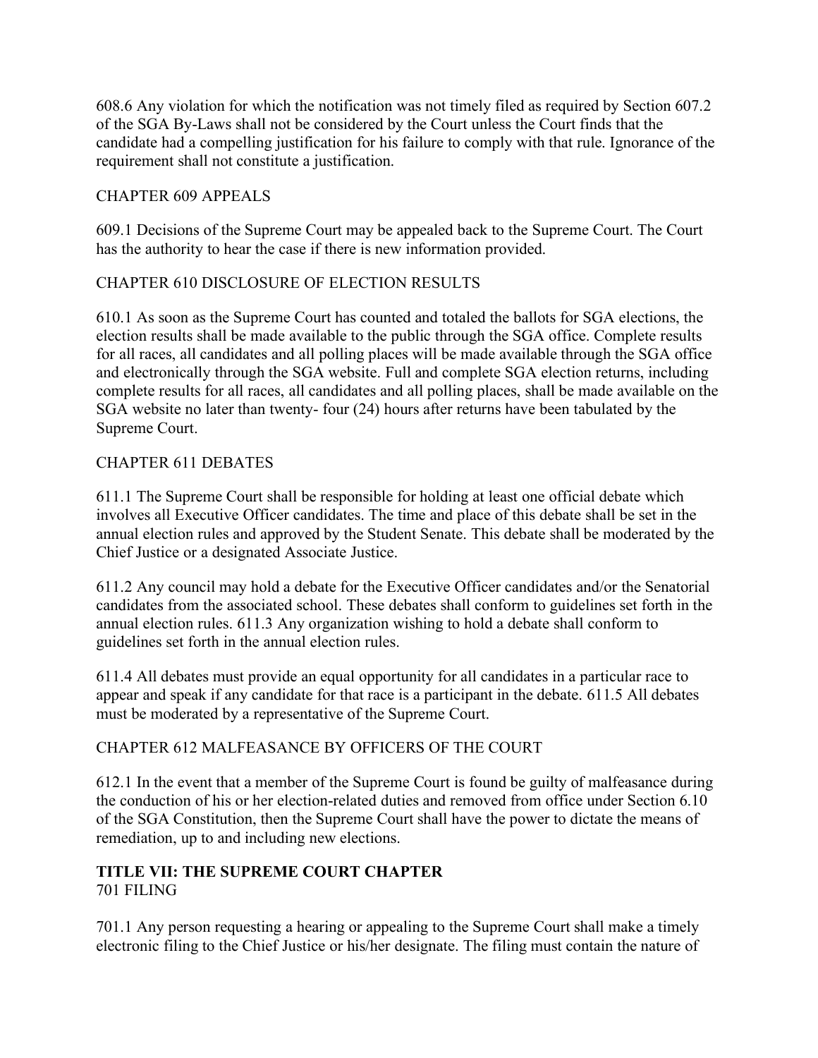608.6 Any violation for which the notification was not timely filed as required by Section 607.2 of the SGA By-Laws shall not be considered by the Court unless the Court finds that the candidate had a compelling justification for his failure to comply with that rule. Ignorance of the requirement shall not constitute a justification.

CHAPTER 609 APPEALS

609.1 Decisions of the Supreme Court may be appealed back to the Supreme Court. The Court has the authority to hear the case if there is new information provided.

CHAPTER 610 DISCLOSURE OF ELECTION RESULTS

610.1 As soon as the Supreme Court has counted and totaled the ballots for SGA elections, the election results shall be made available to the public through the SGA office. Complete results for all races, all candidates and all polling places will be made available through the SGA office and electronically through the SGA website. Full and complete SGA election returns, including complete results for all races, all candidates and all polling places, shall be made available on the SGA website no later than twenty- four (24) hours after returns have been tabulated by the Supreme Court.

CHAPTER 611 DEBATES

611.1 The Supreme Court shall be responsible for holding at least one official debate which involves all Executive Officer candidates. The time and place of this debate shall be set in the annual election rules and approved by the Student Senate. This debate shall be moderated by the Chief Justice or a designated Associate Justice.

611.2 Any council may hold a debate for the Executive Officer candidates and/or the Senatorial candidates from the associated school. These debates shall conform to guidelines set forth in the annual election rules. 611.3 Any organization wishing to hold a debate shall conform to guidelines set forth in the annual election rules.

611.4 All debates must provide an equal opportunity for all candidates in a particular race to appear and speak if any candidate for that race is a participant in the debate. 611.5 All debates must be moderated by a representative of the Supreme Court.

CHAPTER 612 MALFEASANCE BY OFFICERS OF THE COURT

612.1 In the event that a member of the Supreme Court is found be guilty of malfeasance during the conduction of his or her election-related duties and removed from office under Section 6.10 of the SGA Constitution, then the Supreme Court shall have the power to dictate the means of remediation, up to and including new elections.

## TITLE VII: THE SUPREME COURT CHAPTER

701 FILING

701.1 Any person requesting a hearing or appealing to the Supreme Court shall make a timely electronic filing to the Chief Justice or his/her designate. The filing must contain the nature of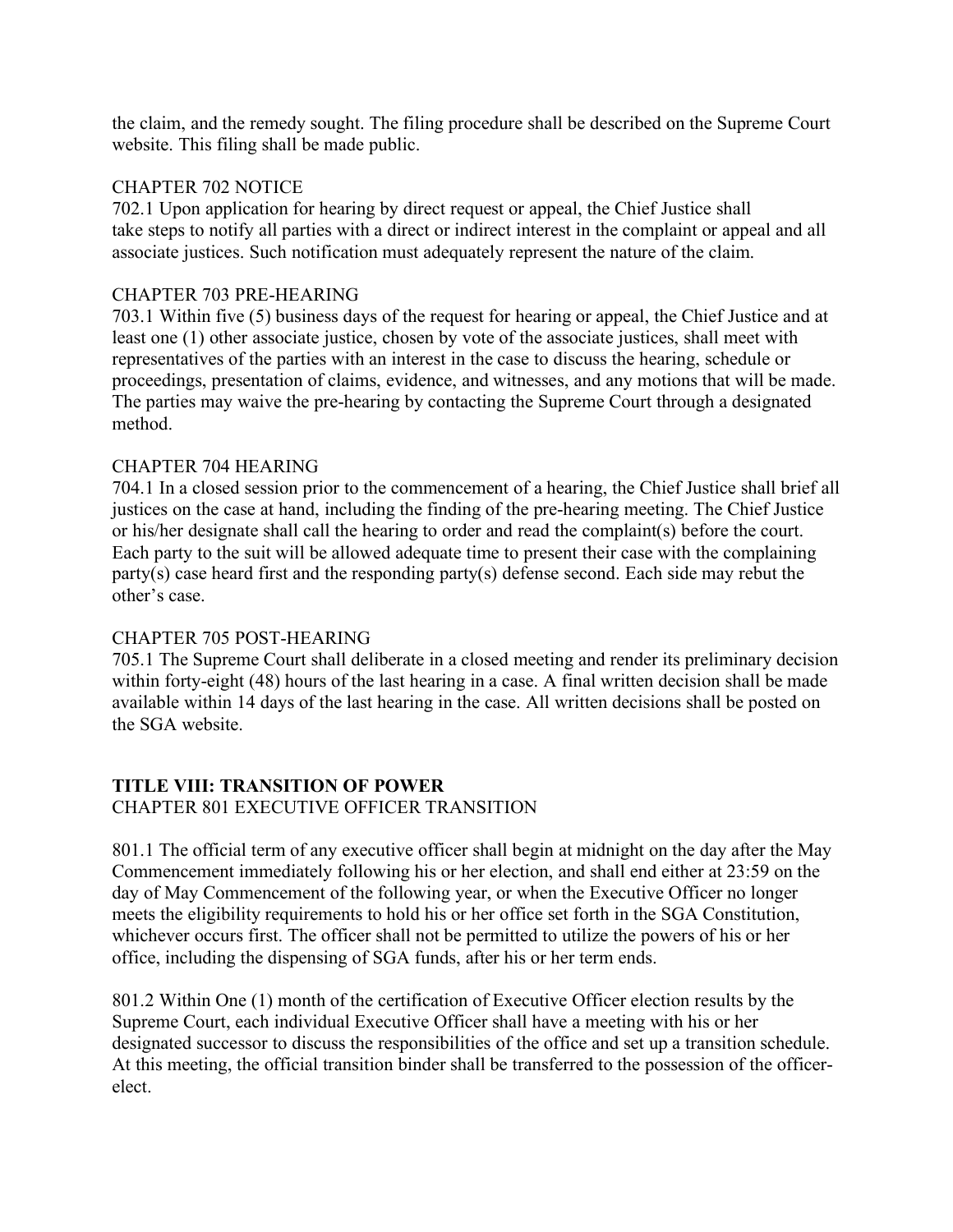the claim, and the remedy sought. The filing procedure shall be described on the Supreme Court website. This filing shall be made public.

CHAPTER 702 NOTICE

702.1 Upon application for hearing by direct request or appeal, the Chief Justice shall take steps to notify all parties with a direct or indirect interest in the complaint or appeal and all associate justices. Such notification must adequately represent the nature of the claim.

CHAPTER 703 PRE-HEARING

703.1 Within five (5) business days of the request for hearing or appeal, the Chief Justice and at least one (1) other associate justice, chosen by vote of the associate justices, shall meet with representatives of the parties with an interest in the case to discuss the hearing, schedule or proceedings, presentation of claims, evidence, and witnesses, and any motions that will be made. The parties may waive the pre-hearing by contacting the Supreme Court through a designated method.

CHAPTER 704 HEARING

704.1 In a closed session prior to the commencement of a hearing, the Chief Justice shall brief all justices on the case at hand, including the finding of the pre-hearing meeting. The Chief Justice or his/her designate shall call the hearing to order and read the complaint(s) before the court. Each party to the suit will be allowed adequate time to present their case with the complaining party(s) case heard first and the responding party(s) defense second. Each side may rebut the other's case.

CHAPTER 705 POST-HEARING

705.1 The Supreme Court shall deliberate in a closed meeting and render its preliminary decision within forty-eight (48) hours of the last hearing in a case. A final written decision shall be made available within 14 days of the last hearing in the case. All written decisions shall be posted on the SGA website.

## TITLE VIII: TRANSITION OF POWER

CHAPTER 801 EXECUTIVE OFFICER TRANSITION

801.1 The official term of any executive officer shall begin at midnight on the day after the May Commencement immediately following his or her election, and shall end either at 23:59 on the day of May Commencement of the following year, or when the Executive Officer no longer meets the eligibility requirements to hold his or her office set forth in the SGA Constitution, whichever occurs first. The officer shall not be permitted to utilize the powers of his or her office, including the dispensing of SGA funds, after his or her term ends.

801.2 Within One (1) month of the certification of Executive Officer election results by the Supreme Court, each individual Executive Officer shall have a meeting with his or her designated successor to discuss the responsibilities of the office and set up a transition schedule. At this meeting, the official transition binder shall be transferred to the possession of the officer-elect.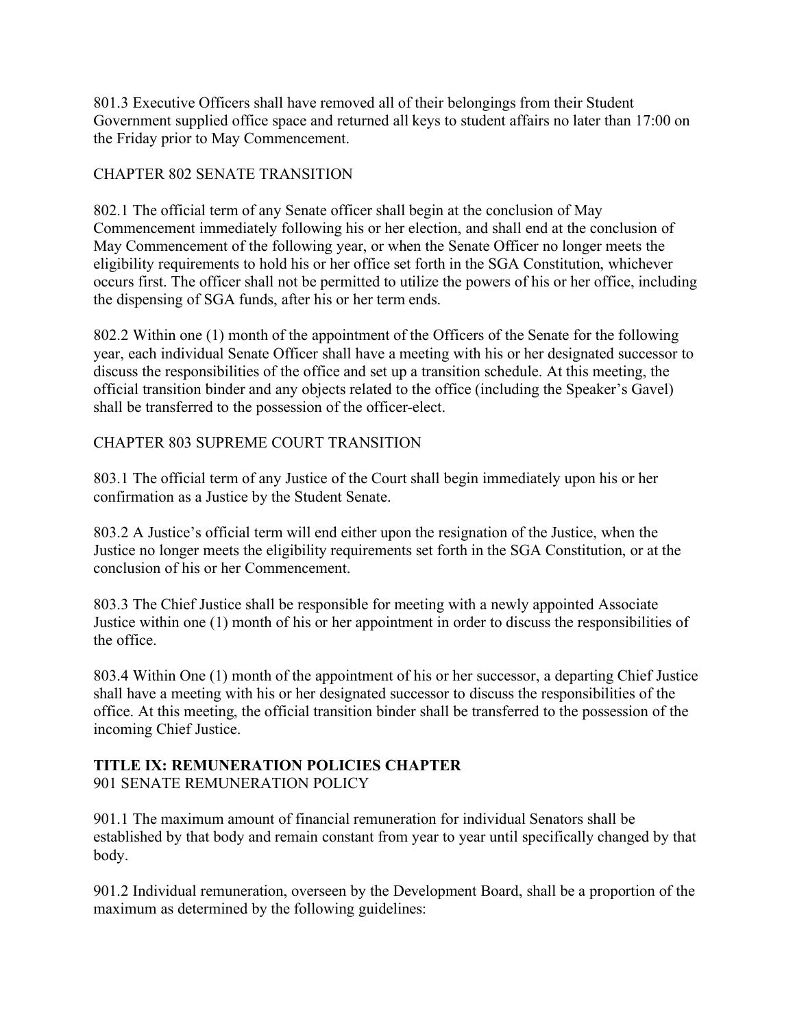801.3 Executive Officers shall have removed all of their belongings from their Student Government supplied office space and returned all keys to student affairs no later than 17:00 on the Friday prior to May Commencement.

CHAPTER 802 SENATE TRANSITION

802.1 The official term of any Senate officer shall begin at the conclusion of May Commencement immediately following his or her election, and shall end at the conclusion of May Commencement of the following year, or when the Senate Officer no longer meets the eligibility requirements to hold his or her office set forth in the SGA Constitution, whichever occurs first. The officer shall not be permitted to utilize the powers of his or her office, including the dispensing of SGA funds, after his or her term ends.

802.2 Within one (1) month of the appointment of the Officers of the Senate for the following year, each individual Senate Officer shall have a meeting with his or her designated successor to discuss the responsibilities of the office and set up a transition schedule. At this meeting, the official transition binder and any objects related to the office (including the Speaker's Gavel) shall be transferred to the possession of the officer-elect.

CHAPTER 803 SUPREME COURT TRANSITION

803.1 The official term of any Justice of the Court shall begin immediately upon his or her confirmation as a Justice by the Student Senate.

803.2 A Justice's official term will end either upon the resignation of the Justice, when the Justice no longer meets the eligibility requirements set forth in the SGA Constitution, or at the conclusion of his or her Commencement.

803.3 The Chief Justice shall be responsible for meeting with a newly appointed Associate Justice within one (1) month of his or her appointment in order to discuss the responsibilities of the office.

803.4 Within One (1) month of the appointment of his or her successor, a departing Chief Justice shall have a meeting with his or her designated successor to discuss the responsibilities of the office. At this meeting, the official transition binder shall be transferred to the possession of the incoming Chief Justice.

## TITLE IX: REMUNERATION POLICIES CHAPTER

901 SENATE REMUNERATION POLICY

901.1 The maximum amount of financial remuneration for individual Senators shall be established by that body and remain constant from year to year until specifically changed by that body.

901.2 Individual remuneration, overseen by the Development Board, shall be a proportion of the maximum as determined by the following guidelines: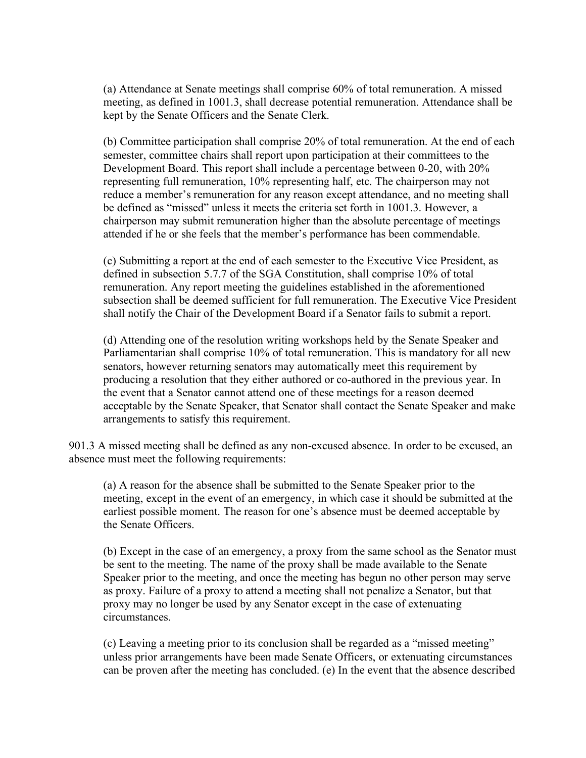(a) Attendance at Senate meetings shall comprise 60% of total remuneration. A missed meeting, as defined in 1001.3, shall decrease potential remuneration. Attendance shall be kept by the Senate Officers and the Senate Clerk.

(b) Committee participation shall comprise 20% of total remuneration. At the end of each semester, committee chairs shall report upon participation at their committees to the Development Board. This report shall include a percentage between 0-20, with 20% representing full remuneration, 10% representing half, etc. The chairperson may not reduce a member's remuneration for any reason except attendance, and no meeting shall be defined as "missed" unless it meets the criteria set forth in 1001.3. However, a chairperson may submit remuneration higher than the absolute percentage of meetings attended if he or she feels that the member's performance has been commendable.

(c) Submitting a report at the end of each semester to the Executive Vice President, as defined in subsection 5.7.7 of the SGA Constitution, shall comprise 10% of total remuneration. Any report meeting the guidelines established in the aforementioned subsection shall be deemed sufficient for full remuneration. The Executive Vice President shall notify the Chair of the Development Board if a Senator fails to submit a report.

(d) Attending one of the resolution writing workshops held by the Senate Speaker and Parliamentarian shall comprise 10% of total remuneration. This is mandatory for all new senators, however returning senators may automatically meet this requirement by producing a resolution that they either authored or co-authored in the previous year. In the event that a Senator cannot attend one of these meetings for a reason deemed acceptable by the Senate Speaker, that Senator shall contact the Senate Speaker and make arrangements to satisfy this requirement.

901.3 A missed meeting shall be defined as any non-excused absence. In order to be excused, an absence must meet the following requirements:

(a) A reason for the absence shall be submitted to the Senate Speaker prior to the meeting, except in the event of an emergency, in which case it should be submitted at the earliest possible moment. The reason for one's absence must be deemed acceptable by the Senate Officers.

(b) Except in the case of an emergency, a proxy from the same school as the Senator must be sent to the meeting. The name of the proxy shall be made available to the Senate Speaker prior to the meeting, and once the meeting has begun no other person may serve as proxy. Failure of a proxy to attend a meeting shall not penalize a Senator, but that proxy may no longer be used by any Senator except in the case of extenuating circumstances.

(c) Leaving a meeting prior to its conclusion shall be regarded as a "missed meeting" unless prior arrangements have been made Senate Officers, or extenuating circumstances can be proven after the meeting has concluded. (e) In the event that the absence described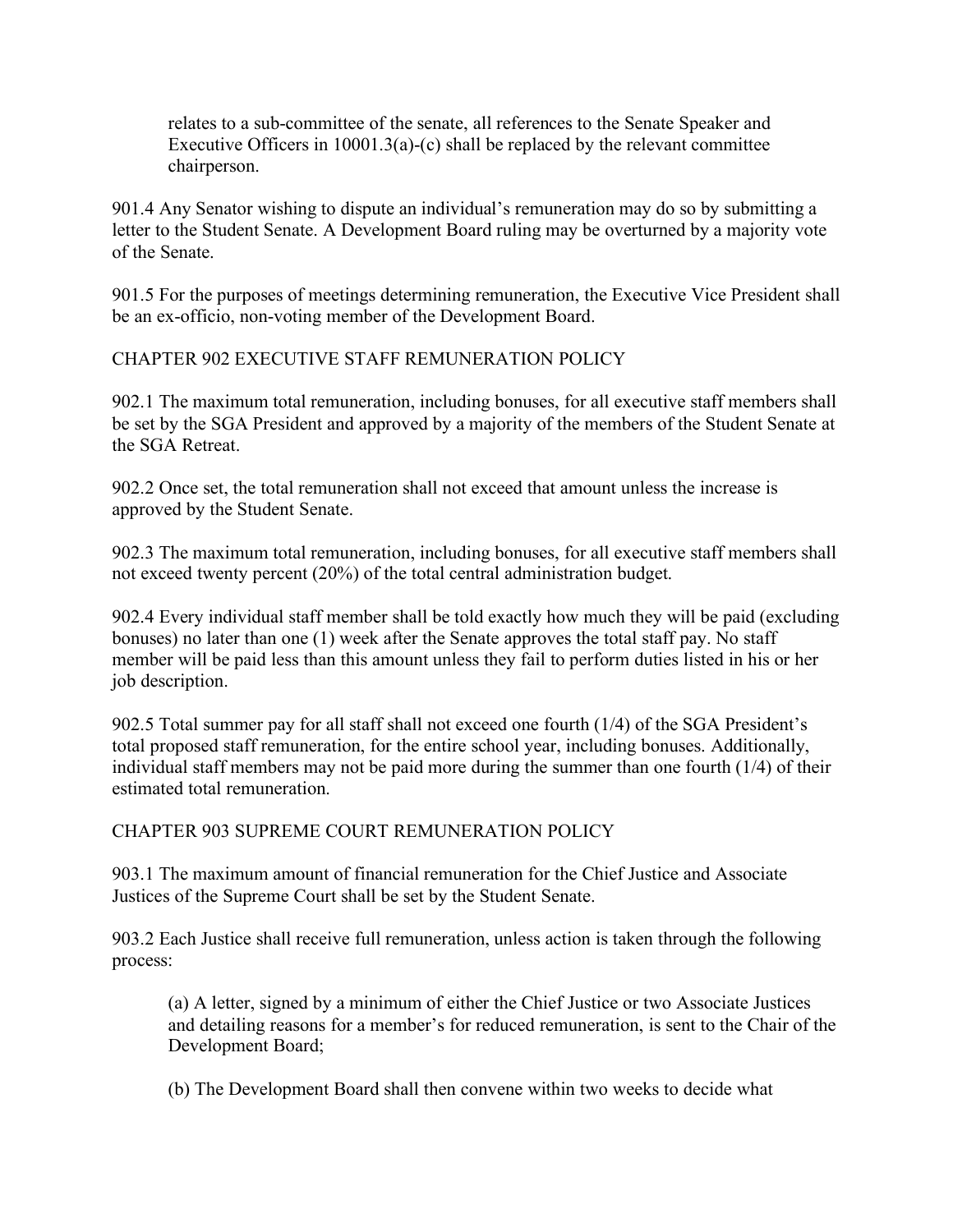relates to a sub-committee of the senate, all references to the Senate Speaker and Executive Officers in 10001.3(a)-(c) shall be replaced by the relevant committee chairperson.

901.4 Any Senator wishing to dispute an individual's remuneration may do so by submitting a letter to the Student Senate. A Development Board ruling may be overturned by a majority vote of the Senate.

901.5 For the purposes of meetings determining remuneration, the Executive Vice President shall be an ex-officio, non-voting member of the Development Board.

## CHAPTER 902 EXECUTIVE STAFF REMUNERATION POLICY

902.1 The maximum total remuneration, including bonuses, for all executive staff members shall be set by the SGA President and approved by a majority of the members of the Student Senate at the SGA Retreat.

902.2 Once set, the total remuneration shall not exceed that amount unless the increase is approved by the Student Senate.

902.3 The maximum total remuneration, including bonuses, for all executive staff members shall not exceed twenty percent (20%) of the total central administration budget.

902.4 Every individual staff member shall be told exactly how much they will be paid (excluding bonuses) no later than one (1) week after the Senate approves the total staff pay. No staff member will be paid less than this amount unless they fail to perform duties listed in his or her job description.

902.5 Total summer pay for all staff shall not exceed one fourth (1/4) of the SGA President's total proposed staff remuneration, for the entire school year, including bonuses. Additionally, individual staff members may not be paid more during the summer than one fourth (1/4) of their estimated total remuneration.

## CHAPTER 903 SUPREME COURT REMUNERATION POLICY

903.1 The maximum amount of financial remuneration for the Chief Justice and Associate Justices of the Supreme Court shall be set by the Student Senate.

903.2 Each Justice shall receive full remuneration, unless action is taken through the following process:

(a) A letter, signed by a minimum of either the Chief Justice or two Associate Justices and detailing reasons for a member's for reduced remuneration, is sent to the Chair of the Development Board;

(b) The Development Board shall then convene within two weeks to decide what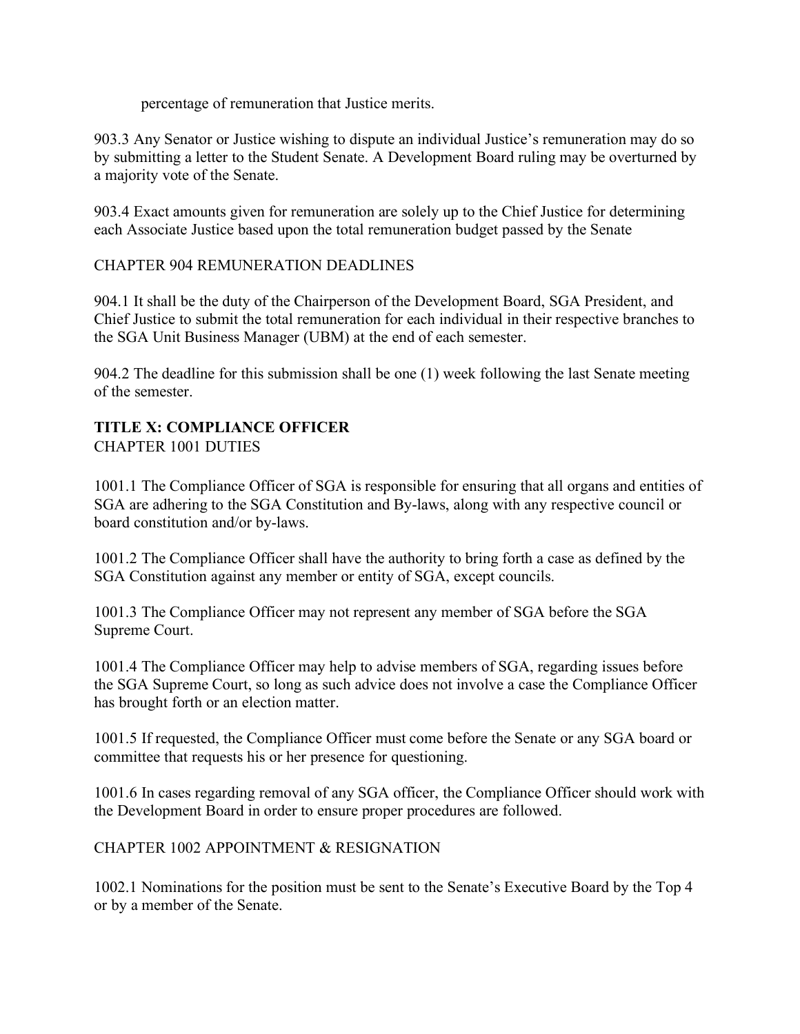percentage of remuneration that Justice merits.

903.3 Any Senator or Justice wishing to dispute an individual Justice's remuneration may do so by submitting a letter to the Student Senate. A Development Board ruling may be overturned by a majority vote of the Senate.

903.4 Exact amounts given for remuneration are solely up to the Chief Justice for determining each Associate Justice based upon the total remuneration budget passed by the Senate

CHAPTER 904 REMUNERATION DEADLINES

904.1 It shall be the duty of the Chairperson of the Development Board, SGA President, and Chief Justice to submit the total remuneration for each individual in their respective branches to the SGA Unit Business Manager (UBM) at the end of each semester.

904.2 The deadline for this submission shall be one (1) week following the last Senate meeting of the semester.

## TITLE X: COMPLIANCE OFFICER

CHAPTER 1001 DUTIES

1001.1 The Compliance Officer of SGA is responsible for ensuring that all organs and entities of SGA are adhering to the SGA Constitution and By-laws, along with any respective council or board constitution and/or by-laws.

1001.2 The Compliance Officer shall have the authority to bring forth a case as defined by the SGA Constitution against any member or entity of SGA, except councils.

1001.3 The Compliance Officer may not represent any member of SGA before the SGA Supreme Court.

1001.4 The Compliance Officer may help to advise members of SGA, regarding issues before the SGA Supreme Court, so long as such advice does not involve a case the Compliance Officer has brought forth or an election matter.

1001.5 If requested, the Compliance Officer must come before the Senate or any SGA board or committee that requests his or her presence for questioning.

1001.6 In cases regarding removal of any SGA officer, the Compliance Officer should work with the Development Board in order to ensure proper procedures are followed.

CHAPTER 1002 APPOINTMENT & RESIGNATION

1002.1 Nominations for the position must be sent to the Senate's Executive Board by the Top 4 or by a member of the Senate.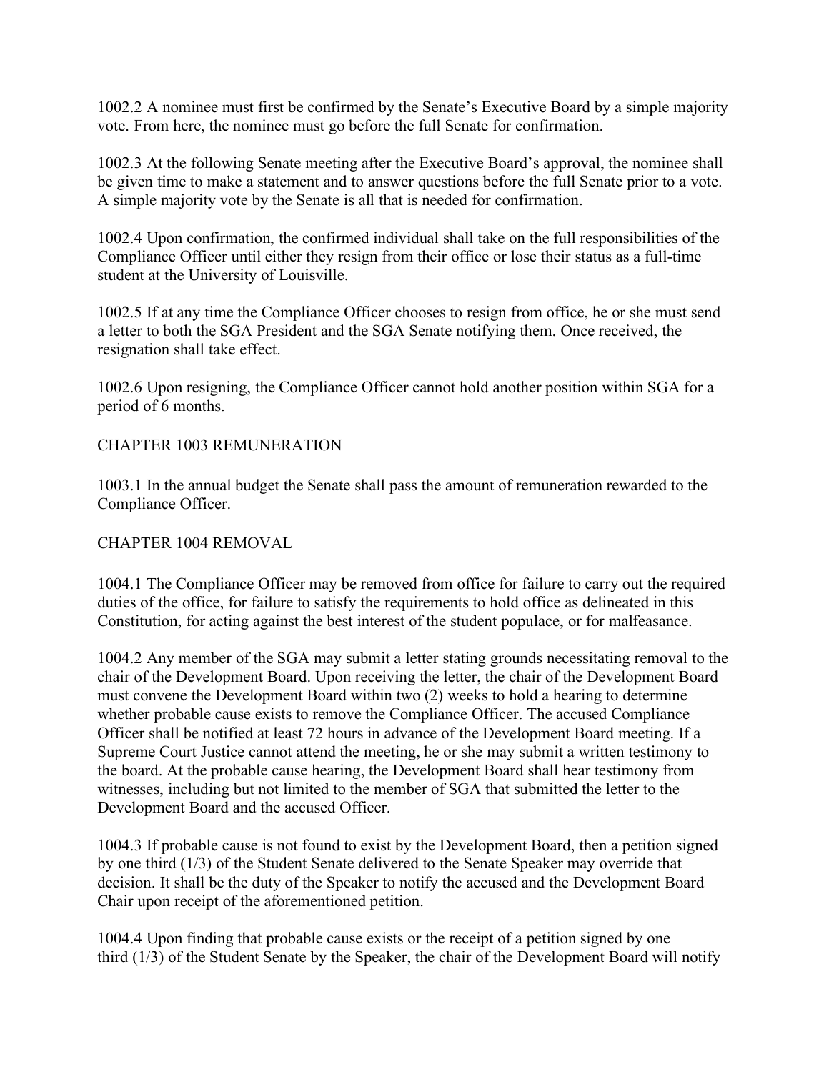1002.2 A nominee must first be confirmed by the Senate's Executive Board by a simple majority vote. From here, the nominee must go before the full Senate for confirmation.

1002.3 At the following Senate meeting after the Executive Board's approval, the nominee shall be given time to make a statement and to answer questions before the full Senate prior to a vote. A simple majority vote by the Senate is all that is needed for confirmation.

1002.4 Upon confirmation, the confirmed individual shall take on the full responsibilities of the Compliance Officer until either they resign from their office or lose their status as a full-time student at the University of Louisville.

1002.5 If at any time the Compliance Officer chooses to resign from office, he or she must send a letter to both the SGA President and the SGA Senate notifying them. Once received, the resignation shall take effect.

1002.6 Upon resigning, the Compliance Officer cannot hold another position within SGA for a period of 6 months.

## CHAPTER 1003 REMUNERATION

1003.1 In the annual budget the Senate shall pass the amount of remuneration rewarded to the Compliance Officer.

## CHAPTER 1004 REMOVAL

1004.1 The Compliance Officer may be removed from office for failure to carry out the required duties of the office, for failure to satisfy the requirements to hold office as delineated in this Constitution, for acting against the best interest of the student populace, or for malfeasance.

1004.2 Any member of the SGA may submit a letter stating grounds necessitating removal to the chair of the Development Board. Upon receiving the letter, the chair of the Development Board must convene the Development Board within two (2) weeks to hold a hearing to determine whether probable cause exists to remove the Compliance Officer. The accused Compliance Officer shall be notified at least 72 hours in advance of the Development Board meeting. If a Supreme Court Justice cannot attend the meeting, he or she may submit a written testimony to the board. At the probable cause hearing, the Development Board shall hear testimony from witnesses, including but not limited to the member of SGA that submitted the letter to the Development Board and the accused Officer.

1004.3 If probable cause is not found to exist by the Development Board, then a petition signed by one third (1/3) of the Student Senate delivered to the Senate Speaker may override that decision. It shall be the duty of the Speaker to notify the accused and the Development Board Chair upon receipt of the aforementioned petition.

1004.4 Upon finding that probable cause exists or the receipt of a petition signed by one third (1/3) of the Student Senate by the Speaker, the chair of the Development Board will notify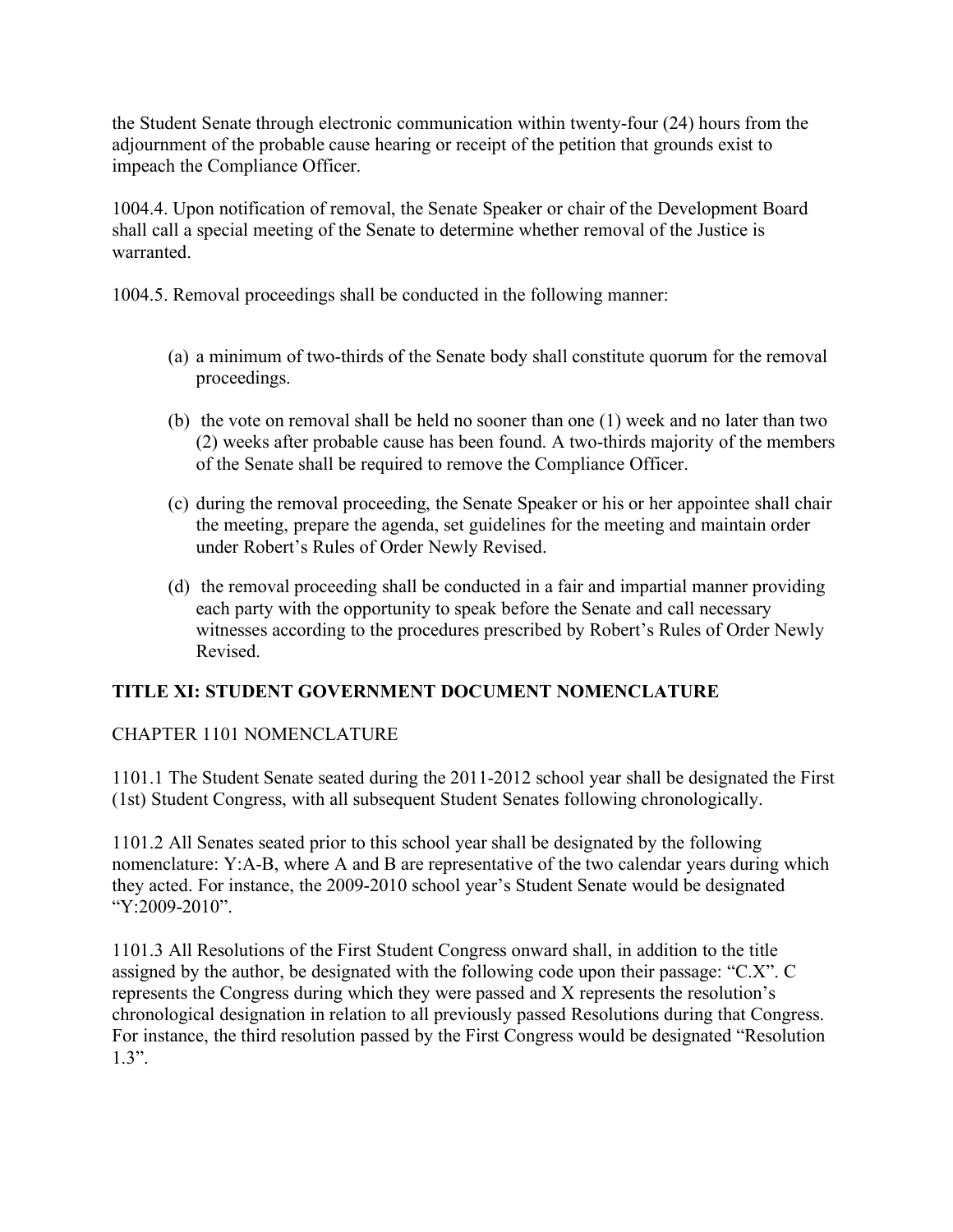the Student Senate through electronic communication within twenty-four (24) hours from the adjournment of the probable cause hearing or receipt of the petition that grounds exist to impeach the Compliance Officer.

1004.4. Upon notification of removal, the Senate Speaker or chair of the Development Board shall call a special meeting of the Senate to determine whether removal of the Justice is warranted.

1004.5. Removal proceedings shall be conducted in the following manner:

(a) a minimum of two-thirds of the Senate body shall constitute quorum for the removal proceedings.

(b) the vote on removal shall be held no sooner than one (1) week and no later than two (2) weeks after probable cause has been found. A two-thirds majority of the members of the Senate shall be required to remove the Compliance Officer.

(c) during the removal proceeding, the Senate Speaker or his or her appointee shall chair the meeting, prepare the agenda, set guidelines for the meeting and maintain order under Robert's Rules of Order Newly Revised.

(d) the removal proceeding shall be conducted in a fair and impartial manner providing each party with the opportunity to speak before the Senate and call necessary witnesses according to the procedures prescribed by Robert's Rules of Order Newly Revised.

## TITLE XI: STUDENT GOVERNMENT DOCUMENT NOMENCLATURE

CHAPTER 1101 NOMENCLATURE

1101.1 The Student Senate seated during the 2011-2012 school year shall be designated the First (1st) Student Congress, with all subsequent Student Senates following chronologically.

1101.2 All Senates seated prior to this school year shall be designated by the following nomenclature: Y:A-B, where A and B are representative of the two calendar years during which they acted. For instance, the 2009-2010 school year's Student Senate would be designated "Y:2009-2010".

1101.3 All Resolutions of the First Student Congress onward shall, in addition to the title assigned by the author, be designated with the following code upon their passage: "C.X". C represents the Congress during which they were passed and X represents the resolution's chronological designation in relation to all previously passed Resolutions during that Congress. For instance, the third resolution passed by the First Congress would be designated "Resolution 1.3".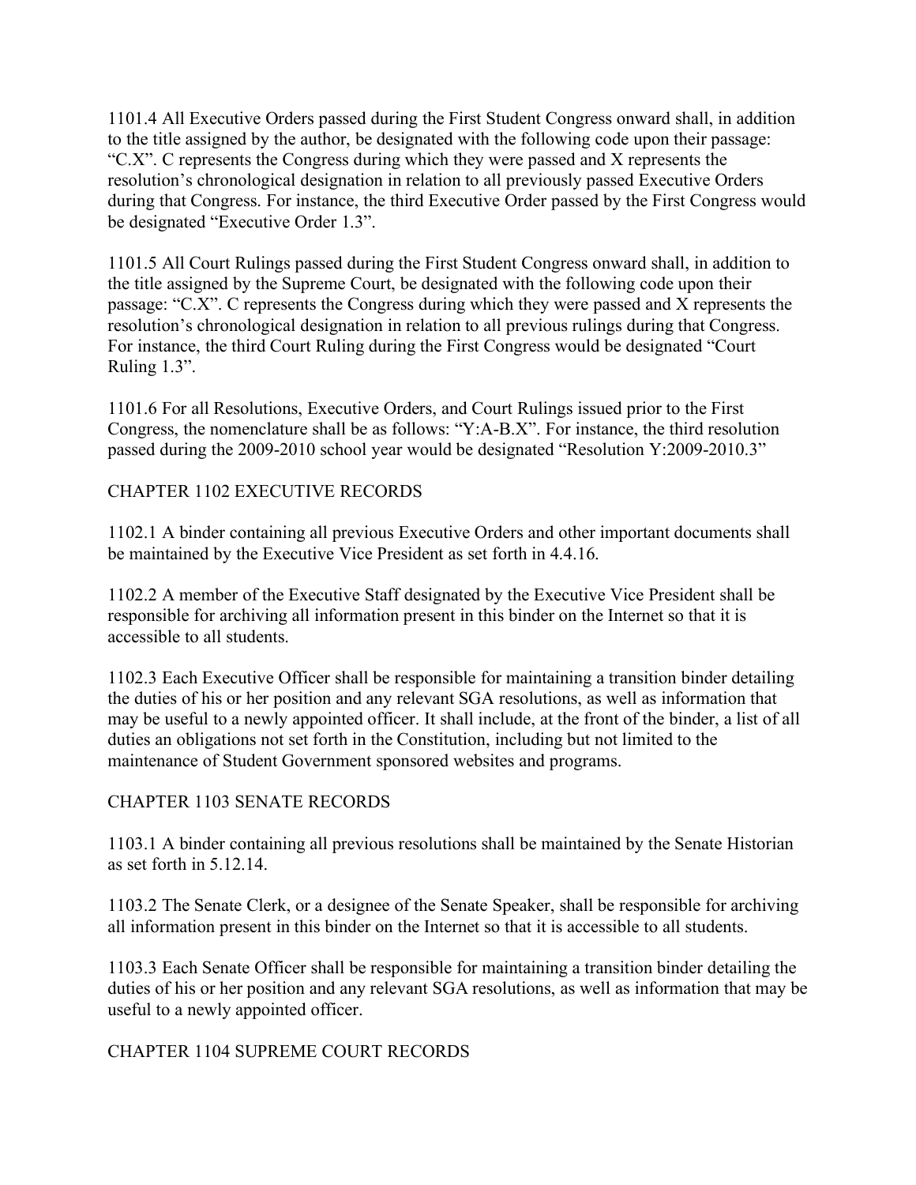1101.4 All Executive Orders passed during the First Student Congress onward shall, in addition to the title assigned by the author, be designated with the following code upon their passage: “C.X”. C represents the Congress during which they were passed and X represents the resolution’s chronological designation in relation to all previously passed Executive Orders during that Congress. For instance, the third Executive Order passed by the First Congress would be designated “Executive Order 1.3”.

1101.5 All Court Rulings passed during the First Student Congress onward shall, in addition to the title assigned by the Supreme Court, be designated with the following code upon their passage: “C.X”. C represents the Congress during which they were passed and X represents the resolution’s chronological designation in relation to all previous rulings during that Congress. For instance, the third Court Ruling during the First Congress would be designated “Court Ruling 1.3”.

1101.6 For all Resolutions, Executive Orders, and Court Rulings issued prior to the First Congress, the nomenclature shall be as follows: “Y:A-B.X”. For instance, the third resolution passed during the 2009-2010 school year would be designated “Resolution Y:2009-2010.3”

## CHAPTER 1102 EXECUTIVE RECORDS

1102.1 A binder containing all previous Executive Orders and other important documents shall be maintained by the Executive Vice President as set forth in 4.4.16.

1102.2 A member of the Executive Staff designated by the Executive Vice President shall be responsible for archiving all information present in this binder on the Internet so that it is accessible to all students.

1102.3 Each Executive Officer shall be responsible for maintaining a transition binder detailing the duties of his or her position and any relevant SGA resolutions, as well as information that may be useful to a newly appointed officer. It shall include, at the front of the binder, a list of all duties an obligations not set forth in the Constitution, including but not limited to the maintenance of Student Government sponsored websites and programs.

## CHAPTER 1103 SENATE RECORDS

1103.1 A binder containing all previous resolutions shall be maintained by the Senate Historian as set forth in 5.12.14.

1103.2 The Senate Clerk, or a designee of the Senate Speaker, shall be responsible for archiving all information present in this binder on the Internet so that it is accessible to all students.

1103.3 Each Senate Officer shall be responsible for maintaining a transition binder detailing the duties of his or her position and any relevant SGA resolutions, as well as information that may be useful to a newly appointed officer.

## CHAPTER 1104 SUPREME COURT RECORDS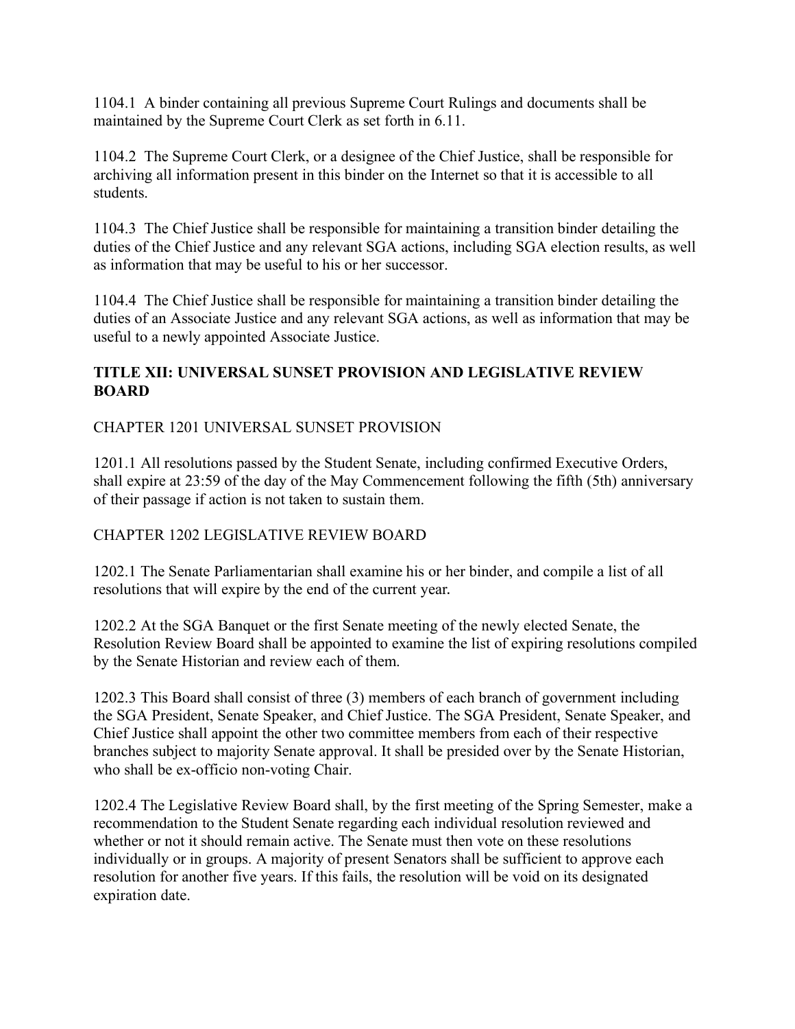1104.1 A binder containing all previous Supreme Court Rulings and documents shall be maintained by the Supreme Court Clerk as set forth in 6.11.

1104.2 The Supreme Court Clerk, or a designee of the Chief Justice, shall be responsible for archiving all information present in this binder on the Internet so that it is accessible to all students.

1104.3 The Chief Justice shall be responsible for maintaining a transition binder detailing the duties of the Chief Justice and any relevant SGA actions, including SGA election results, as well as information that may be useful to his or her successor.

1104.4 The Chief Justice shall be responsible for maintaining a transition binder detailing the duties of an Associate Justice and any relevant SGA actions, as well as information that may be useful to a newly appointed Associate Justice.

## TITLE XII: UNIVERSAL SUNSET PROVISION AND LEGISLATIVE REVIEW BOARD

### CHAPTER 1201 UNIVERSAL SUNSET PROVISION

1201.1 All resolutions passed by the Student Senate, including confirmed Executive Orders, shall expire at 23:59 of the day of the May Commencement following the fifth (5th) anniversary of their passage if action is not taken to sustain them.

### CHAPTER 1202 LEGISLATIVE REVIEW BOARD

1202.1 The Senate Parliamentarian shall examine his or her binder, and compile a list of all resolutions that will expire by the end of the current year.

1202.2 At the SGA Banquet or the first Senate meeting of the newly elected Senate, the Resolution Review Board shall be appointed to examine the list of expiring resolutions compiled by the Senate Historian and review each of them.

1202.3 This Board shall consist of three (3) members of each branch of government including the SGA President, Senate Speaker, and Chief Justice. The SGA President, Senate Speaker, and Chief Justice shall appoint the other two committee members from each of their respective branches subject to majority Senate approval. It shall be presided over by the Senate Historian, who shall be ex-officio non-voting Chair.

1202.4 The Legislative Review Board shall, by the first meeting of the Spring Semester, make a recommendation to the Student Senate regarding each individual resolution reviewed and whether or not it should remain active. The Senate must then vote on these resolutions individually or in groups. A majority of present Senators shall be sufficient to approve each resolution for another five years. If this fails, the resolution will be void on its designated expiration date.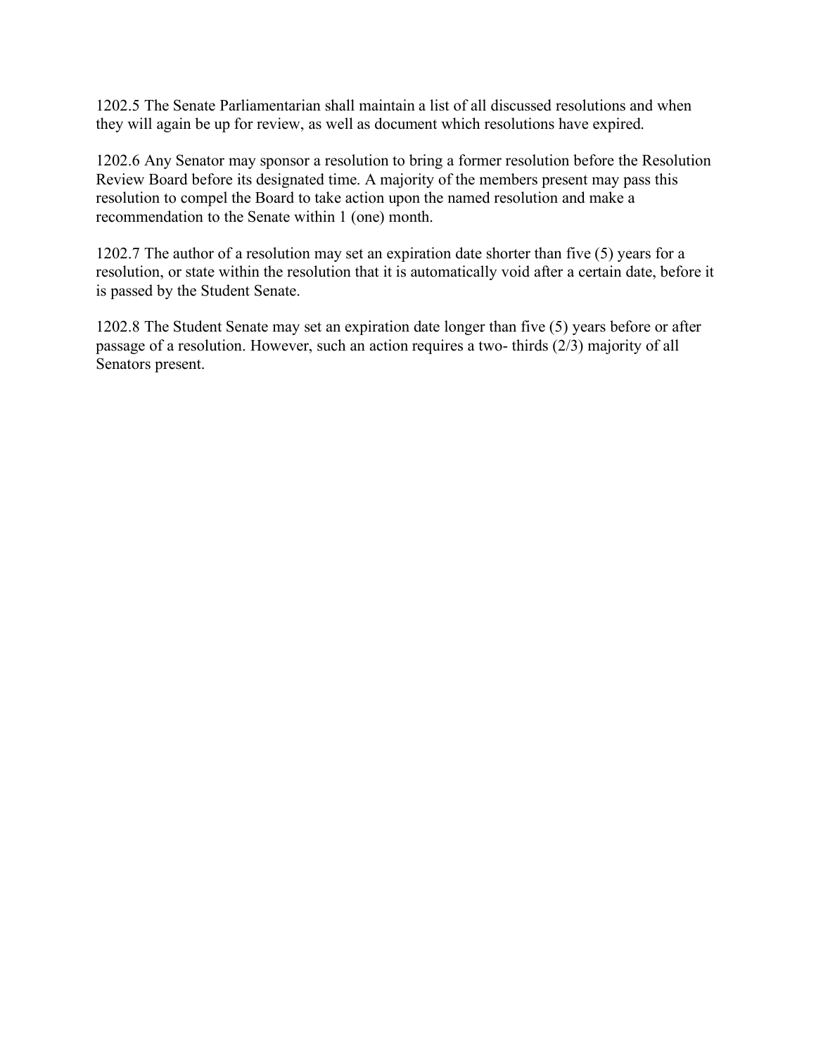1202.5 The Senate Parliamentarian shall maintain a list of all discussed resolutions and when they will again be up for review, as well as document which resolutions have expired.

1202.6 Any Senator may sponsor a resolution to bring a former resolution before the Resolution Review Board before its designated time. A majority of the members present may pass this resolution to compel the Board to take action upon the named resolution and make a recommendation to the Senate within 1 (one) month.

1202.7 The author of a resolution may set an expiration date shorter than five (5) years for a resolution, or state within the resolution that it is automatically void after a certain date, before it is passed by the Student Senate.

1202.8 The Student Senate may set an expiration date longer than five (5) years before or after passage of a resolution. However, such an action requires a two- thirds (2/3) majority of all Senators present.